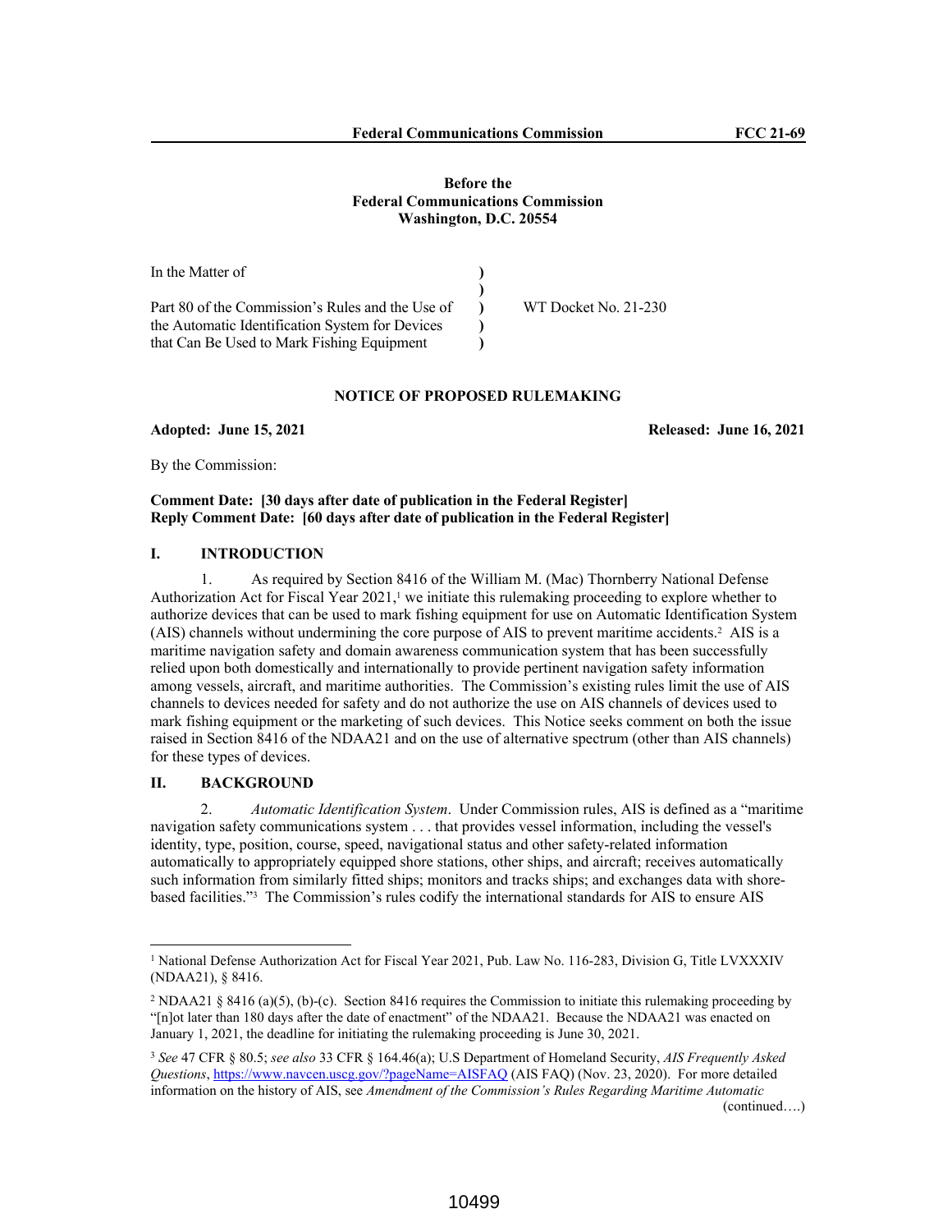**Before the**
**Federal Communications Commission**
**Washington, D.C. 20554**

| | | |
|---|---|---|
| In the Matter of | ) | |
| | ) | |
| Part 80 of the Commission's Rules and the Use of | ) | WT Docket No. 21-230 |
| the Automatic Identification System for Devices | ) | |
| that Can Be Used to Mark Fishing Equipment | ) | |

**NOTICE OF PROPOSED RULEMAKING**

**Adopted: June 15, 2021** **Released: June 16, 2021**

By the Commission:

**Comment Date: [30 days after date of publication in the Federal Register]**
**Reply Comment Date: [60 days after date of publication in the Federal Register]**

## I. INTRODUCTION

1. As required by Section 8416 of the William M. (Mac) Thornberry National Defense Authorization Act for Fiscal Year 2021,[1] we initiate this rulemaking proceeding to explore whether to authorize devices that can be used to mark fishing equipment for use on Automatic Identification System (AIS) channels without undermining the core purpose of AIS to prevent maritime accidents.[2] AIS is a maritime navigation safety and domain awareness communication system that has been successfully relied upon both domestically and internationally to provide pertinent navigation safety information among vessels, aircraft, and maritime authorities. The Commission's existing rules limit the use of AIS channels to devices needed for safety and do not authorize the use on AIS channels of devices used to mark fishing equipment or the marketing of such devices. This Notice seeks comment on both the issue raised in Section 8416 of the NDAA21 and on the use of alternative spectrum (other than AIS channels) for these types of devices.

## II. BACKGROUND

2. *Automatic Identification System*. Under Commission rules, AIS is defined as a "maritime navigation safety communications system . . . that provides vessel information, including the vessel's identity, type, position, course, speed, navigational status and other safety-related information automatically to appropriately equipped shore stations, other ships, and aircraft; receives automatically such information from similarly fitted ships; monitors and tracks ships; and exchanges data with shore-based facilities."[3] The Commission's rules codify the international standards for AIS to ensure AIS

---

[1] National Defense Authorization Act for Fiscal Year 2021, Pub. Law No. 116-283, Division G, Title LVXXXIV (NDAA21), § 8416.

[2] NDAA21 § 8416 (a)(5), (b)-(c). Section 8416 requires the Commission to initiate this rulemaking proceeding by "[n]ot later than 180 days after the date of enactment" of the NDAA21. Because the NDAA21 was enacted on January 1, 2021, the deadline for initiating the rulemaking proceeding is June 30, 2021.

[3] *See* 47 CFR § 80.5; *see also* 33 CFR § 164.46(a); U.S Department of Homeland Security, *AIS Frequently Asked Questions*, https://www.navcen.uscg.gov/?pageName=AISFAQ (AIS FAQ) (Nov. 23, 2020). For more detailed information on the history of AIS, see *Amendment of the Commission's Rules Regarding Maritime Automatic* (continued….)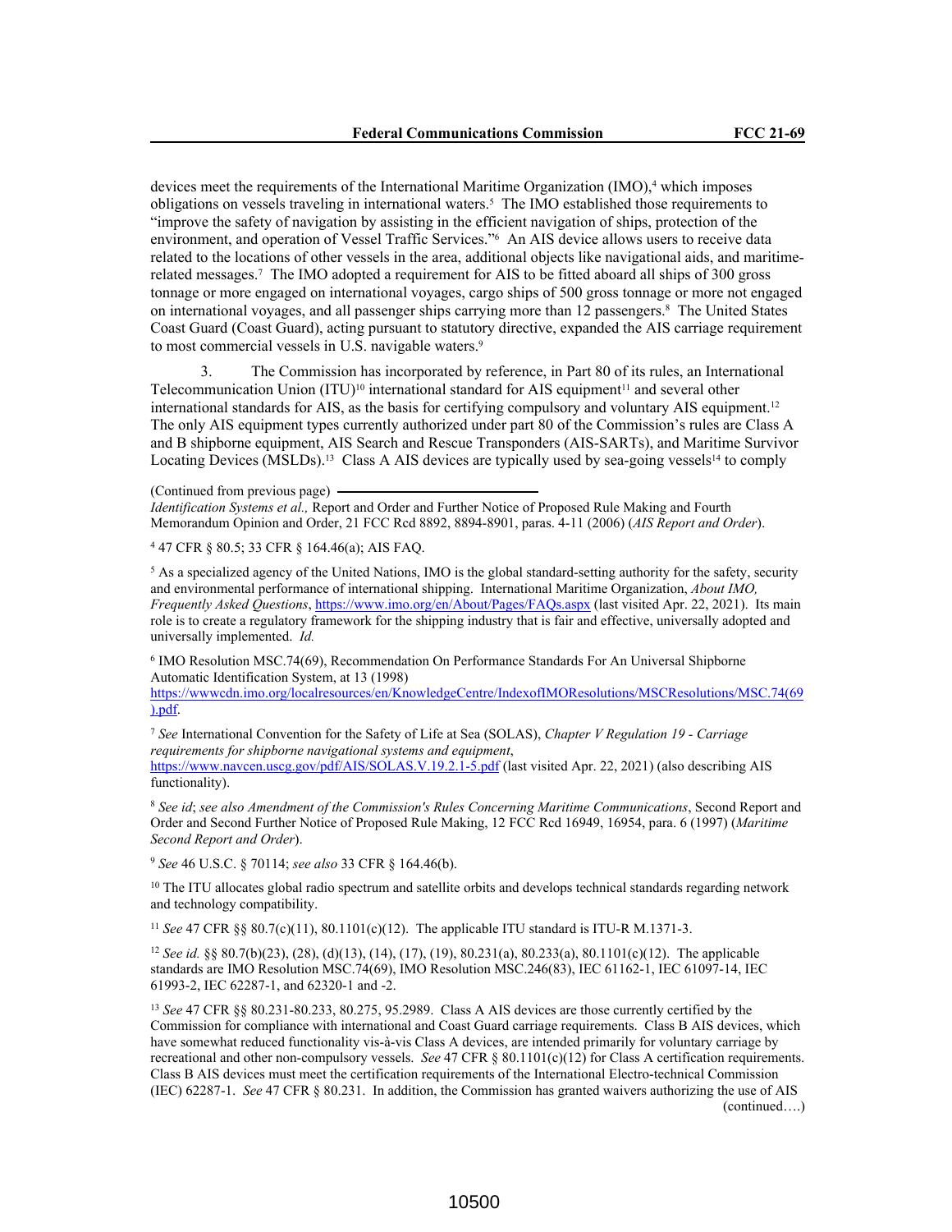devices meet the requirements of the International Maritime Organization (IMO),[4] which imposes obligations on vessels traveling in international waters.[5] The IMO established those requirements to "improve the safety of navigation by assisting in the efficient navigation of ships, protection of the environment, and operation of Vessel Traffic Services."[6] An AIS device allows users to receive data related to the locations of other vessels in the area, additional objects like navigational aids, and maritime-related messages.[7] The IMO adopted a requirement for AIS to be fitted aboard all ships of 300 gross tonnage or more engaged on international voyages, cargo ships of 500 gross tonnage or more not engaged on international voyages, and all passenger ships carrying more than 12 passengers.[8] The United States Coast Guard (Coast Guard), acting pursuant to statutory directive, expanded the AIS carriage requirement to most commercial vessels in U.S. navigable waters.[9]

3. The Commission has incorporated by reference, in Part 80 of its rules, an International Telecommunication Union (ITU)[10] international standard for AIS equipment[11] and several other international standards for AIS, as the basis for certifying compulsory and voluntary AIS equipment.[12] The only AIS equipment types currently authorized under part 80 of the Commission's rules are Class A and B shipborne equipment, AIS Search and Rescue Transponders (AIS-SARTs), and Maritime Survivor Locating Devices (MSLDs).[13] Class A AIS devices are typically used by sea-going vessels[14] to comply

(Continued from previous page) *Identification Systems et al.,* Report and Order and Further Notice of Proposed Rule Making and Fourth Memorandum Opinion and Order, 21 FCC Rcd 8892, 8894-8901, paras. 4-11 (2006) (*AIS Report and Order*).

[4] 47 CFR § 80.5; 33 CFR § 164.46(a); AIS FAQ.

[5] As a specialized agency of the United Nations, IMO is the global standard-setting authority for the safety, security and environmental performance of international shipping. International Maritime Organization, *About IMO, Frequently Asked Questions*, https://www.imo.org/en/About/Pages/FAQs.aspx (last visited Apr. 22, 2021). Its main role is to create a regulatory framework for the shipping industry that is fair and effective, universally adopted and universally implemented. *Id.*

[6] IMO Resolution MSC.74(69), Recommendation On Performance Standards For An Universal Shipborne Automatic Identification System, at 13 (1998) https://wwwcdn.imo.org/localresources/en/KnowledgeCentre/IndexofIMOResolutions/MSCResolutions/MSC.74(69).pdf.

[7] *See* International Convention for the Safety of Life at Sea (SOLAS), *Chapter V Regulation 19 - Carriage requirements for shipborne navigational systems and equipment*, https://www.navcen.uscg.gov/pdf/AIS/SOLAS.V.19.2.1-5.pdf (last visited Apr. 22, 2021) (also describing AIS functionality).

[8] *See id*; *see also Amendment of the Commission's Rules Concerning Maritime Communications*, Second Report and Order and Second Further Notice of Proposed Rule Making, 12 FCC Rcd 16949, 16954, para. 6 (1997) (*Maritime Second Report and Order*).

[9] *See* 46 U.S.C. § 70114; *see also* 33 CFR § 164.46(b).

[10] The ITU allocates global radio spectrum and satellite orbits and develops technical standards regarding network and technology compatibility.

[11] *See* 47 CFR §§ 80.7(c)(11), 80.1101(c)(12). The applicable ITU standard is ITU-R M.1371-3.

[12] *See id.* §§ 80.7(b)(23), (28), (d)(13), (14), (17), (19), 80.231(a), 80.233(a), 80.1101(c)(12). The applicable standards are IMO Resolution MSC.74(69), IMO Resolution MSC.246(83), IEC 61162-1, IEC 61097-14, IEC 61993-2, IEC 62287-1, and 62320-1 and -2.

[13] *See* 47 CFR §§ 80.231-80.233, 80.275, 95.2989. Class A AIS devices are those currently certified by the Commission for compliance with international and Coast Guard carriage requirements. Class B AIS devices, which have somewhat reduced functionality vis-à-vis Class A devices, are intended primarily for voluntary carriage by recreational and other non-compulsory vessels. *See* 47 CFR § 80.1101(c)(12) for Class A certification requirements. Class B AIS devices must meet the certification requirements of the International Electro-technical Commission (IEC) 62287-1. *See* 47 CFR § 80.231. In addition, the Commission has granted waivers authorizing the use of AIS (continued….)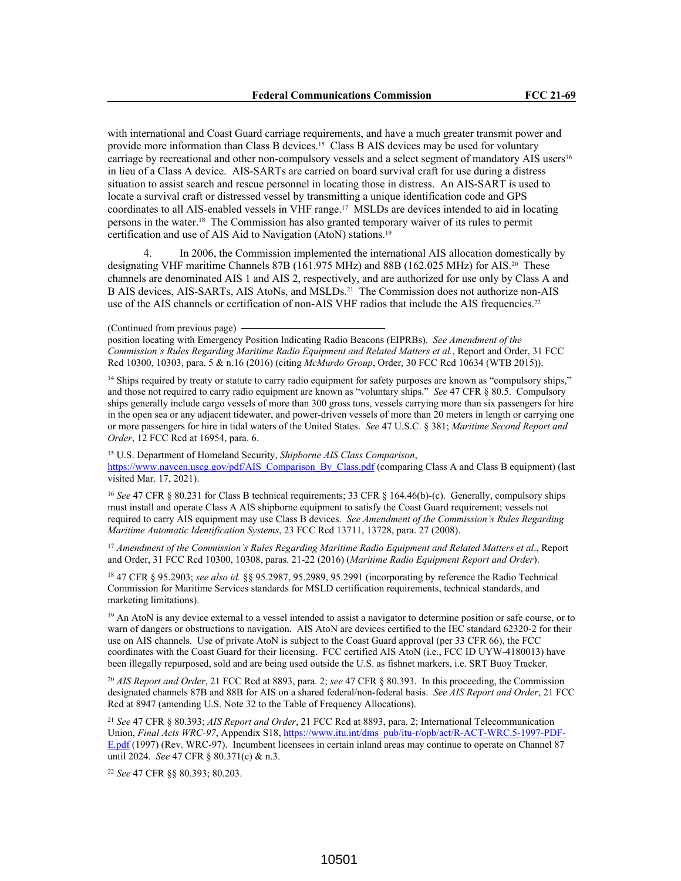with international and Coast Guard carriage requirements, and have a much greater transmit power and provide more information than Class B devices.[15] Class B AIS devices may be used for voluntary carriage by recreational and other non-compulsory vessels and a select segment of mandatory AIS users[16] in lieu of a Class A device. AIS-SARTs are carried on board survival craft for use during a distress situation to assist search and rescue personnel in locating those in distress. An AIS-SART is used to locate a survival craft or distressed vessel by transmitting a unique identification code and GPS coordinates to all AIS-enabled vessels in VHF range.[17] MSLDs are devices intended to aid in locating persons in the water.[18] The Commission has also granted temporary waiver of its rules to permit certification and use of AIS Aid to Navigation (AtoN) stations.[19]

4. In 2006, the Commission implemented the international AIS allocation domestically by designating VHF maritime Channels 87B (161.975 MHz) and 88B (162.025 MHz) for AIS.[20] These channels are denominated AIS 1 and AIS 2, respectively, and are authorized for use only by Class A and B AIS devices, AIS-SARTs, AIS AtoNs, and MSLDs.[21] The Commission does not authorize non-AIS use of the AIS channels or certification of non-AIS VHF radios that include the AIS frequencies.[22]

(Continued from previous page)

position locating with Emergency Position Indicating Radio Beacons (EIPRBs). *See Amendment of the Commission's Rules Regarding Maritime Radio Equipment and Related Matters et al.*, Report and Order, 31 FCC Rcd 10300, 10303, para. 5 & n.16 (2016) (citing *McMurdo Group*, Order, 30 FCC Rcd 10634 (WTB 2015)).

[14] Ships required by treaty or statute to carry radio equipment for safety purposes are known as "compulsory ships," and those not required to carry radio equipment are known as "voluntary ships." *See* 47 CFR § 80.5. Compulsory ships generally include cargo vessels of more than 300 gross tons, vessels carrying more than six passengers for hire in the open sea or any adjacent tidewater, and power-driven vessels of more than 20 meters in length or carrying one or more passengers for hire in tidal waters of the United States. *See* 47 U.S.C. § 381; *Maritime Second Report and Order*, 12 FCC Rcd at 16954, para. 6.

[15] U.S. Department of Homeland Security, *Shipborne AIS Class Comparison*, https://www.navcen.uscg.gov/pdf/AIS_Comparison_By_Class.pdf (comparing Class A and Class B equipment) (last visited Mar. 17, 2021).

[16] *See* 47 CFR § 80.231 for Class B technical requirements; 33 CFR § 164.46(b)-(c). Generally, compulsory ships must install and operate Class A AIS shipborne equipment to satisfy the Coast Guard requirement; vessels not required to carry AIS equipment may use Class B devices. *See Amendment of the Commission's Rules Regarding Maritime Automatic Identification Systems*, 23 FCC Rcd 13711, 13728, para. 27 (2008).

[17] *Amendment of the Commission's Rules Regarding Maritime Radio Equipment and Related Matters et al*., Report and Order, 31 FCC Rcd 10300, 10308, paras. 21-22 (2016) (*Maritime Radio Equipment Report and Order*).

[18] 47 CFR § 95.2903; *see also id.* §§ 95.2987, 95.2989, 95.2991 (incorporating by reference the Radio Technical Commission for Maritime Services standards for MSLD certification requirements, technical standards, and marketing limitations).

[19] An AtoN is any device external to a vessel intended to assist a navigator to determine position or safe course, or to warn of dangers or obstructions to navigation. AIS AtoN are devices certified to the IEC standard 62320-2 for their use on AIS channels. Use of private AtoN is subject to the Coast Guard approval (per 33 CFR 66), the FCC coordinates with the Coast Guard for their licensing. FCC certified AIS AtoN (i.e., FCC ID UYW-4180013) have been illegally repurposed, sold and are being used outside the U.S. as fishnet markers, i.e. SRT Buoy Tracker.

[20] *AIS Report and Order*, 21 FCC Rcd at 8893, para. 2; *see* 47 CFR § 80.393. In this proceeding, the Commission designated channels 87B and 88B for AIS on a shared federal/non-federal basis. *See AIS Report and Order*, 21 FCC Rcd at 8947 (amending U.S. Note 32 to the Table of Frequency Allocations).

[21] *See* 47 CFR § 80.393; *AIS Report and Order*, 21 FCC Rcd at 8893, para. 2; International Telecommunication Union, *Final Acts WRC-97*, Appendix S18, https://www.itu.int/dms_pub/itu-r/opb/act/R-ACT-WRC.5-1997-PDF-E.pdf (1997) (Rev. WRC-97). Incumbent licensees in certain inland areas may continue to operate on Channel 87 until 2024. *See* 47 CFR § 80.371(c) & n.3.

[22] *See* 47 CFR §§ 80.393; 80.203.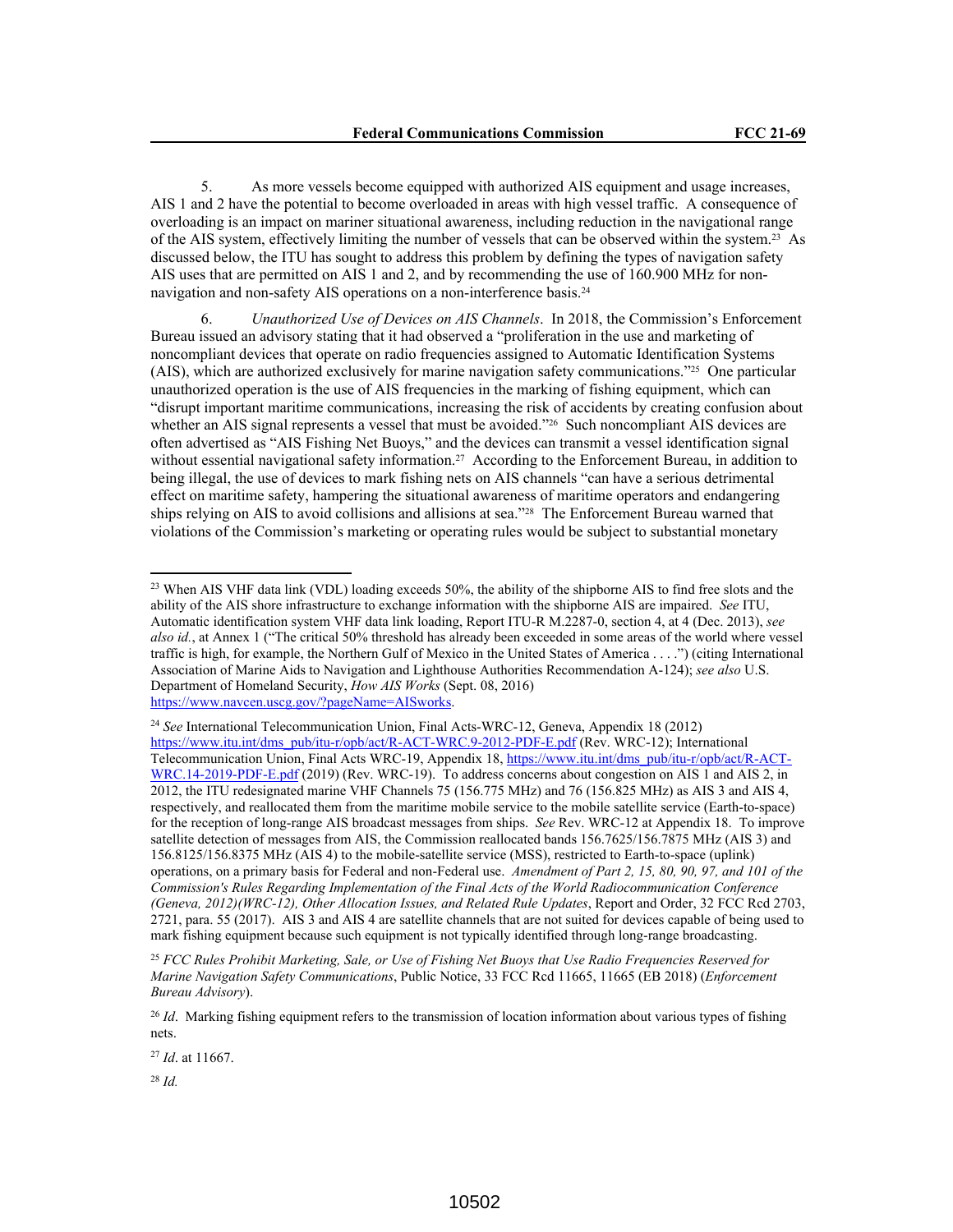5. As more vessels become equipped with authorized AIS equipment and usage increases, AIS 1 and 2 have the potential to become overloaded in areas with high vessel traffic. A consequence of overloading is an impact on mariner situational awareness, including reduction in the navigational range of the AIS system, effectively limiting the number of vessels that can be observed within the system.[23] As discussed below, the ITU has sought to address this problem by defining the types of navigation safety AIS uses that are permitted on AIS 1 and 2, and by recommending the use of 160.900 MHz for non-navigation and non-safety AIS operations on a non-interference basis.[24]

6. *Unauthorized Use of Devices on AIS Channels*. In 2018, the Commission's Enforcement Bureau issued an advisory stating that it had observed a "proliferation in the use and marketing of noncompliant devices that operate on radio frequencies assigned to Automatic Identification Systems (AIS), which are authorized exclusively for marine navigation safety communications."[25] One particular unauthorized operation is the use of AIS frequencies in the marking of fishing equipment, which can "disrupt important maritime communications, increasing the risk of accidents by creating confusion about whether an AIS signal represents a vessel that must be avoided."[26] Such noncompliant AIS devices are often advertised as "AIS Fishing Net Buoys," and the devices can transmit a vessel identification signal without essential navigational safety information.[27] According to the Enforcement Bureau, in addition to being illegal, the use of devices to mark fishing nets on AIS channels "can have a serious detrimental effect on maritime safety, hampering the situational awareness of maritime operators and endangering ships relying on AIS to avoid collisions and allisions at sea."[28] The Enforcement Bureau warned that violations of the Commission's marketing or operating rules would be subject to substantial monetary

---

[23] When AIS VHF data link (VDL) loading exceeds 50%, the ability of the shipborne AIS to find free slots and the ability of the AIS shore infrastructure to exchange information with the shipborne AIS are impaired. *See* ITU, Automatic identification system VHF data link loading, Report ITU-R M.2287-0, section 4, at 4 (Dec. 2013), *see also id.*, at Annex 1 ("The critical 50% threshold has already been exceeded in some areas of the world where vessel traffic is high, for example, the Northern Gulf of Mexico in the United States of America . . . .") (citing International Association of Marine Aids to Navigation and Lighthouse Authorities Recommendation A-124); *see also* U.S. Department of Homeland Security, *How AIS Works* (Sept. 08, 2016) https://www.navcen.uscg.gov/?pageName=AISworks.

[24] *See* International Telecommunication Union, Final Acts-WRC-12, Geneva, Appendix 18 (2012) https://www.itu.int/dms_pub/itu-r/opb/act/R-ACT-WRC.9-2012-PDF-E.pdf (Rev. WRC-12); International Telecommunication Union, Final Acts WRC-19, Appendix 18, https://www.itu.int/dms_pub/itu-r/opb/act/R-ACT-WRC.14-2019-PDF-E.pdf (2019) (Rev. WRC-19). To address concerns about congestion on AIS 1 and AIS 2, in 2012, the ITU redesignated marine VHF Channels 75 (156.775 MHz) and 76 (156.825 MHz) as AIS 3 and AIS 4, respectively, and reallocated them from the maritime mobile service to the mobile satellite service (Earth-to-space) for the reception of long-range AIS broadcast messages from ships. *See* Rev. WRC-12 at Appendix 18. To improve satellite detection of messages from AIS, the Commission reallocated bands 156.7625/156.7875 MHz (AIS 3) and 156.8125/156.8375 MHz (AIS 4) to the mobile-satellite service (MSS), restricted to Earth-to-space (uplink) operations, on a primary basis for Federal and non-Federal use. *Amendment of Part 2, 15, 80, 90, 97, and 101 of the Commission's Rules Regarding Implementation of the Final Acts of the World Radiocommunication Conference (Geneva, 2012)(WRC-12), Other Allocation Issues, and Related Rule Updates*, Report and Order, 32 FCC Rcd 2703, 2721, para. 55 (2017). AIS 3 and AIS 4 are satellite channels that are not suited for devices capable of being used to mark fishing equipment because such equipment is not typically identified through long-range broadcasting.

[25] *FCC Rules Prohibit Marketing, Sale, or Use of Fishing Net Buoys that Use Radio Frequencies Reserved for Marine Navigation Safety Communications*, Public Notice, 33 FCC Rcd 11665, 11665 (EB 2018) (*Enforcement Bureau Advisory*).

[26] *Id*. Marking fishing equipment refers to the transmission of location information about various types of fishing nets.

[27] *Id*. at 11667.

[28] *Id.*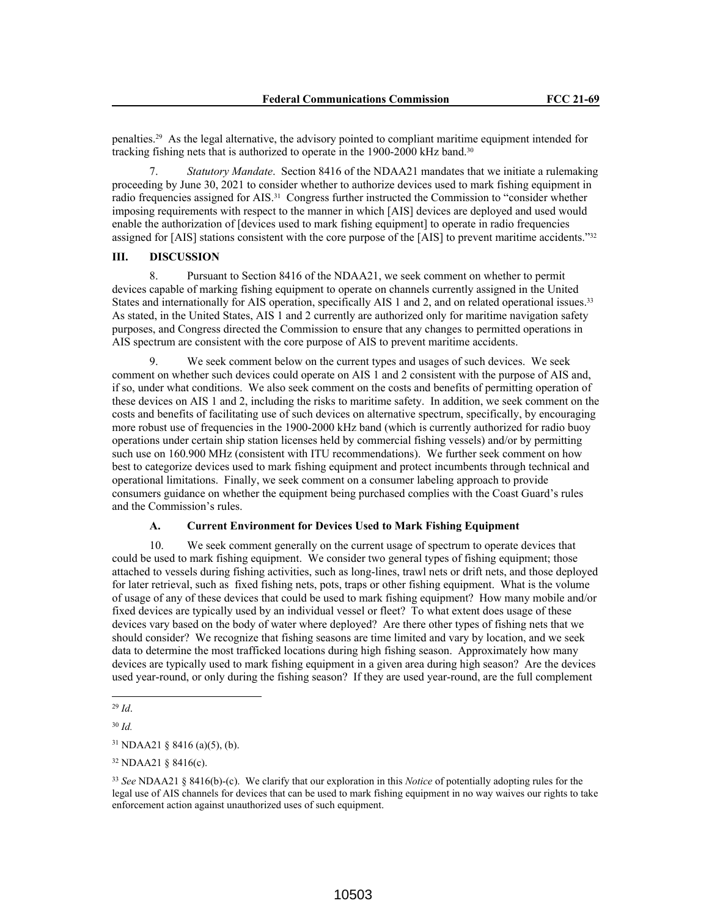penalties.[29] As the legal alternative, the advisory pointed to compliant maritime equipment intended for tracking fishing nets that is authorized to operate in the 1900-2000 kHz band.[30]

7. *Statutory Mandate*. Section 8416 of the NDAA21 mandates that we initiate a rulemaking proceeding by June 30, 2021 to consider whether to authorize devices used to mark fishing equipment in radio frequencies assigned for AIS.[31] Congress further instructed the Commission to "consider whether imposing requirements with respect to the manner in which [AIS] devices are deployed and used would enable the authorization of [devices used to mark fishing equipment] to operate in radio frequencies assigned for [AIS] stations consistent with the core purpose of the [AIS] to prevent maritime accidents."[32]

## III. DISCUSSION

8. Pursuant to Section 8416 of the NDAA21, we seek comment on whether to permit devices capable of marking fishing equipment to operate on channels currently assigned in the United States and internationally for AIS operation, specifically AIS 1 and 2, and on related operational issues.[33] As stated, in the United States, AIS 1 and 2 currently are authorized only for maritime navigation safety purposes, and Congress directed the Commission to ensure that any changes to permitted operations in AIS spectrum are consistent with the core purpose of AIS to prevent maritime accidents.

9. We seek comment below on the current types and usages of such devices. We seek comment on whether such devices could operate on AIS 1 and 2 consistent with the purpose of AIS and, if so, under what conditions. We also seek comment on the costs and benefits of permitting operation of these devices on AIS 1 and 2, including the risks to maritime safety. In addition, we seek comment on the costs and benefits of facilitating use of such devices on alternative spectrum, specifically, by encouraging more robust use of frequencies in the 1900-2000 kHz band (which is currently authorized for radio buoy operations under certain ship station licenses held by commercial fishing vessels) and/or by permitting such use on 160.900 MHz (consistent with ITU recommendations). We further seek comment on how best to categorize devices used to mark fishing equipment and protect incumbents through technical and operational limitations. Finally, we seek comment on a consumer labeling approach to provide consumers guidance on whether the equipment being purchased complies with the Coast Guard's rules and the Commission's rules.

### A. Current Environment for Devices Used to Mark Fishing Equipment

10. We seek comment generally on the current usage of spectrum to operate devices that could be used to mark fishing equipment. We consider two general types of fishing equipment; those attached to vessels during fishing activities, such as long-lines, trawl nets or drift nets, and those deployed for later retrieval, such as fixed fishing nets, pots, traps or other fishing equipment. What is the volume of usage of any of these devices that could be used to mark fishing equipment? How many mobile and/or fixed devices are typically used by an individual vessel or fleet? To what extent does usage of these devices vary based on the body of water where deployed? Are there other types of fishing nets that we should consider? We recognize that fishing seasons are time limited and vary by location, and we seek data to determine the most trafficked locations during high fishing season. Approximately how many devices are typically used to mark fishing equipment in a given area during high season? Are the devices used year-round, or only during the fishing season? If they are used year-round, are the full complement

---

[29] *Id*.

[30] *Id.*

[31] NDAA21 § 8416 (a)(5), (b).

[32] NDAA21 § 8416(c).

[33] *See* NDAA21 § 8416(b)-(c). We clarify that our exploration in this *Notice* of potentially adopting rules for the legal use of AIS channels for devices that can be used to mark fishing equipment in no way waives our rights to take enforcement action against unauthorized uses of such equipment.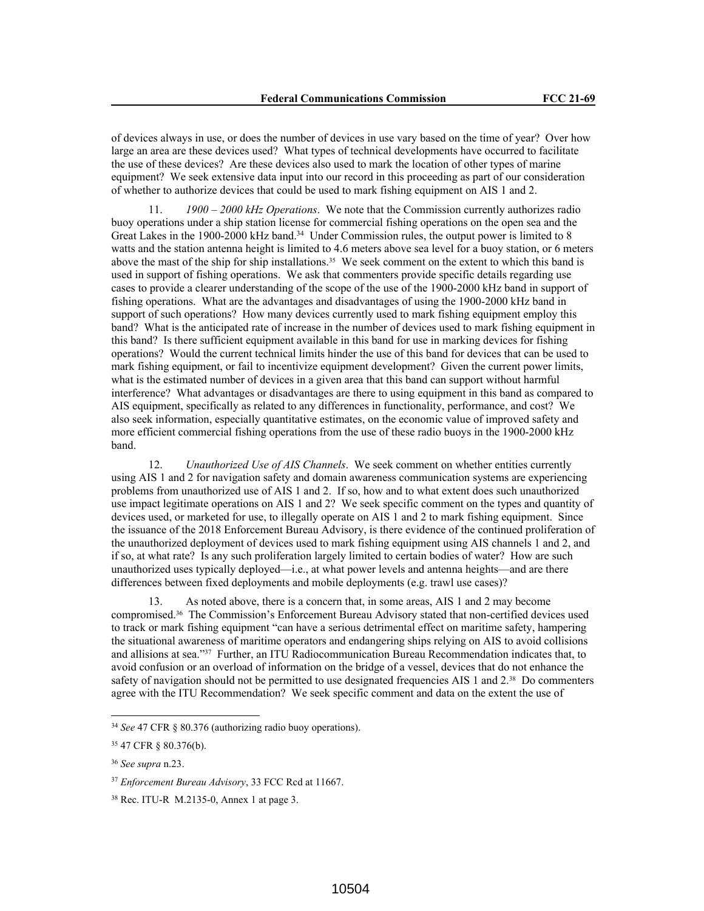of devices always in use, or does the number of devices in use vary based on the time of year? Over how large an area are these devices used? What types of technical developments have occurred to facilitate the use of these devices? Are these devices also used to mark the location of other types of marine equipment? We seek extensive data input into our record in this proceeding as part of our consideration of whether to authorize devices that could be used to mark fishing equipment on AIS 1 and 2.

11. *1900 – 2000 kHz Operations*. We note that the Commission currently authorizes radio buoy operations under a ship station license for commercial fishing operations on the open sea and the Great Lakes in the 1900-2000 kHz band.[34] Under Commission rules, the output power is limited to 8 watts and the station antenna height is limited to 4.6 meters above sea level for a buoy station, or 6 meters above the mast of the ship for ship installations.[35] We seek comment on the extent to which this band is used in support of fishing operations. We ask that commenters provide specific details regarding use cases to provide a clearer understanding of the scope of the use of the 1900-2000 kHz band in support of fishing operations. What are the advantages and disadvantages of using the 1900-2000 kHz band in support of such operations? How many devices currently used to mark fishing equipment employ this band? What is the anticipated rate of increase in the number of devices used to mark fishing equipment in this band? Is there sufficient equipment available in this band for use in marking devices for fishing operations? Would the current technical limits hinder the use of this band for devices that can be used to mark fishing equipment, or fail to incentivize equipment development? Given the current power limits, what is the estimated number of devices in a given area that this band can support without harmful interference? What advantages or disadvantages are there to using equipment in this band as compared to AIS equipment, specifically as related to any differences in functionality, performance, and cost? We also seek information, especially quantitative estimates, on the economic value of improved safety and more efficient commercial fishing operations from the use of these radio buoys in the 1900-2000 kHz band.

12. *Unauthorized Use of AIS Channels*. We seek comment on whether entities currently using AIS 1 and 2 for navigation safety and domain awareness communication systems are experiencing problems from unauthorized use of AIS 1 and 2. If so, how and to what extent does such unauthorized use impact legitimate operations on AIS 1 and 2? We seek specific comment on the types and quantity of devices used, or marketed for use, to illegally operate on AIS 1 and 2 to mark fishing equipment. Since the issuance of the 2018 Enforcement Bureau Advisory, is there evidence of the continued proliferation of the unauthorized deployment of devices used to mark fishing equipment using AIS channels 1 and 2, and if so, at what rate? Is any such proliferation largely limited to certain bodies of water? How are such unauthorized uses typically deployed—i.e., at what power levels and antenna heights—and are there differences between fixed deployments and mobile deployments (e.g. trawl use cases)?

13. As noted above, there is a concern that, in some areas, AIS 1 and 2 may become compromised.[36] The Commission's Enforcement Bureau Advisory stated that non-certified devices used to track or mark fishing equipment "can have a serious detrimental effect on maritime safety, hampering the situational awareness of maritime operators and endangering ships relying on AIS to avoid collisions and allisions at sea."[37] Further, an ITU Radiocommunication Bureau Recommendation indicates that, to avoid confusion or an overload of information on the bridge of a vessel, devices that do not enhance the safety of navigation should not be permitted to use designated frequencies AIS 1 and 2.[38] Do commenters agree with the ITU Recommendation? We seek specific comment and data on the extent the use of

---

[34] *See* 47 CFR § 80.376 (authorizing radio buoy operations).

[35] 47 CFR § 80.376(b).

[36] *See supra* n.23.

[37] *Enforcement Bureau Advisory*, 33 FCC Rcd at 11667.

[38] Rec. ITU-R M.2135-0, Annex 1 at page 3.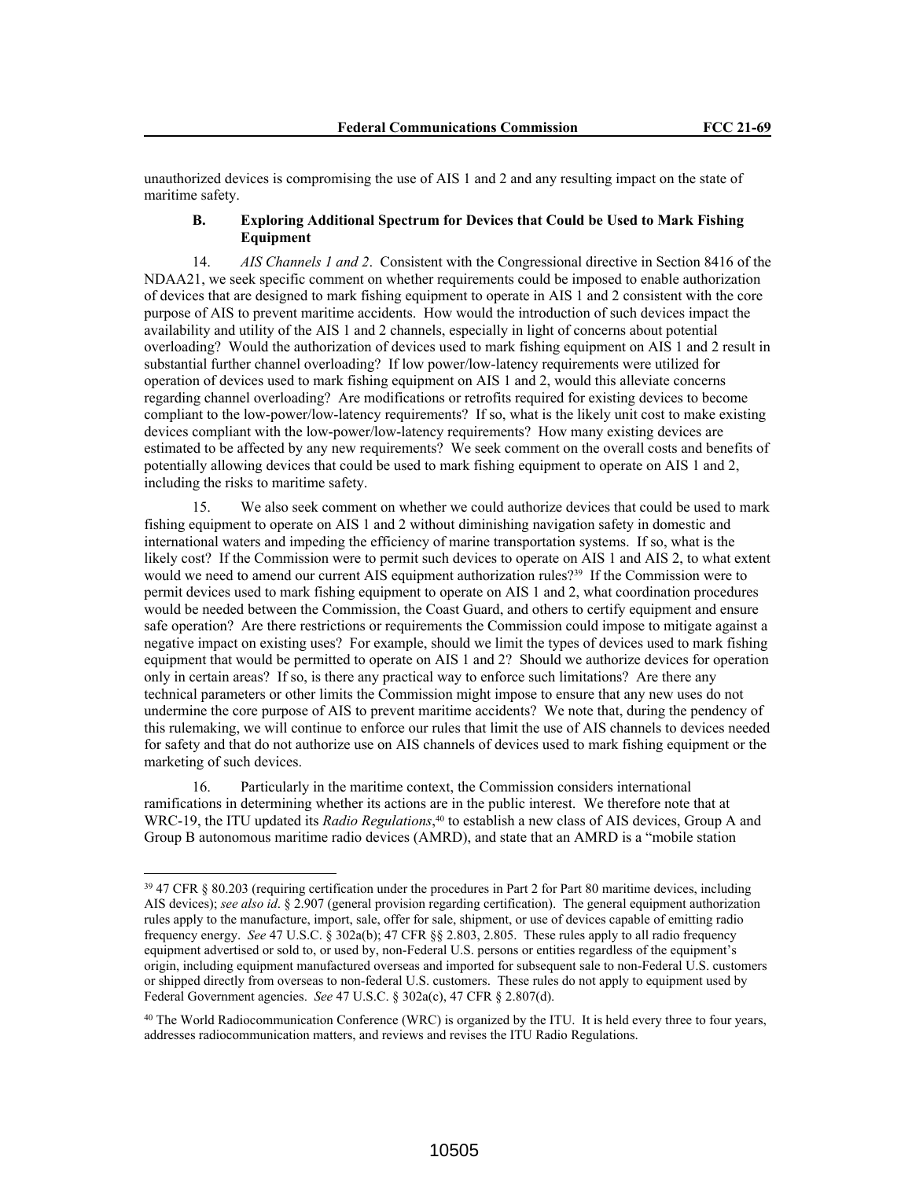unauthorized devices is compromising the use of AIS 1 and 2 and any resulting impact on the state of maritime safety.

### B. Exploring Additional Spectrum for Devices that Could be Used to Mark Fishing Equipment

14. *AIS Channels 1 and 2*. Consistent with the Congressional directive in Section 8416 of the NDAA21, we seek specific comment on whether requirements could be imposed to enable authorization of devices that are designed to mark fishing equipment to operate in AIS 1 and 2 consistent with the core purpose of AIS to prevent maritime accidents. How would the introduction of such devices impact the availability and utility of the AIS 1 and 2 channels, especially in light of concerns about potential overloading? Would the authorization of devices used to mark fishing equipment on AIS 1 and 2 result in substantial further channel overloading? If low power/low-latency requirements were utilized for operation of devices used to mark fishing equipment on AIS 1 and 2, would this alleviate concerns regarding channel overloading? Are modifications or retrofits required for existing devices to become compliant to the low-power/low-latency requirements? If so, what is the likely unit cost to make existing devices compliant with the low-power/low-latency requirements? How many existing devices are estimated to be affected by any new requirements? We seek comment on the overall costs and benefits of potentially allowing devices that could be used to mark fishing equipment to operate on AIS 1 and 2, including the risks to maritime safety.

15. We also seek comment on whether we could authorize devices that could be used to mark fishing equipment to operate on AIS 1 and 2 without diminishing navigation safety in domestic and international waters and impeding the efficiency of marine transportation systems. If so, what is the likely cost? If the Commission were to permit such devices to operate on AIS 1 and AIS 2, to what extent would we need to amend our current AIS equipment authorization rules?[39] If the Commission were to permit devices used to mark fishing equipment to operate on AIS 1 and 2, what coordination procedures would be needed between the Commission, the Coast Guard, and others to certify equipment and ensure safe operation? Are there restrictions or requirements the Commission could impose to mitigate against a negative impact on existing uses? For example, should we limit the types of devices used to mark fishing equipment that would be permitted to operate on AIS 1 and 2? Should we authorize devices for operation only in certain areas? If so, is there any practical way to enforce such limitations? Are there any technical parameters or other limits the Commission might impose to ensure that any new uses do not undermine the core purpose of AIS to prevent maritime accidents? We note that, during the pendency of this rulemaking, we will continue to enforce our rules that limit the use of AIS channels to devices needed for safety and that do not authorize use on AIS channels of devices used to mark fishing equipment or the marketing of such devices.

16. Particularly in the maritime context, the Commission considers international ramifications in determining whether its actions are in the public interest. We therefore note that at WRC-19, the ITU updated its *Radio Regulations*,[40] to establish a new class of AIS devices, Group A and Group B autonomous maritime radio devices (AMRD), and state that an AMRD is a "mobile station

---

[39] 47 CFR § 80.203 (requiring certification under the procedures in Part 2 for Part 80 maritime devices, including AIS devices); *see also id*. § 2.907 (general provision regarding certification). The general equipment authorization rules apply to the manufacture, import, sale, offer for sale, shipment, or use of devices capable of emitting radio frequency energy. *See* 47 U.S.C. § 302a(b); 47 CFR §§ 2.803, 2.805. These rules apply to all radio frequency equipment advertised or sold to, or used by, non-Federal U.S. persons or entities regardless of the equipment's origin, including equipment manufactured overseas and imported for subsequent sale to non-Federal U.S. customers or shipped directly from overseas to non-federal U.S. customers. These rules do not apply to equipment used by Federal Government agencies. *See* 47 U.S.C. § 302a(c), 47 CFR § 2.807(d).

[40] The World Radiocommunication Conference (WRC) is organized by the ITU. It is held every three to four years, addresses radiocommunication matters, and reviews and revises the ITU Radio Regulations.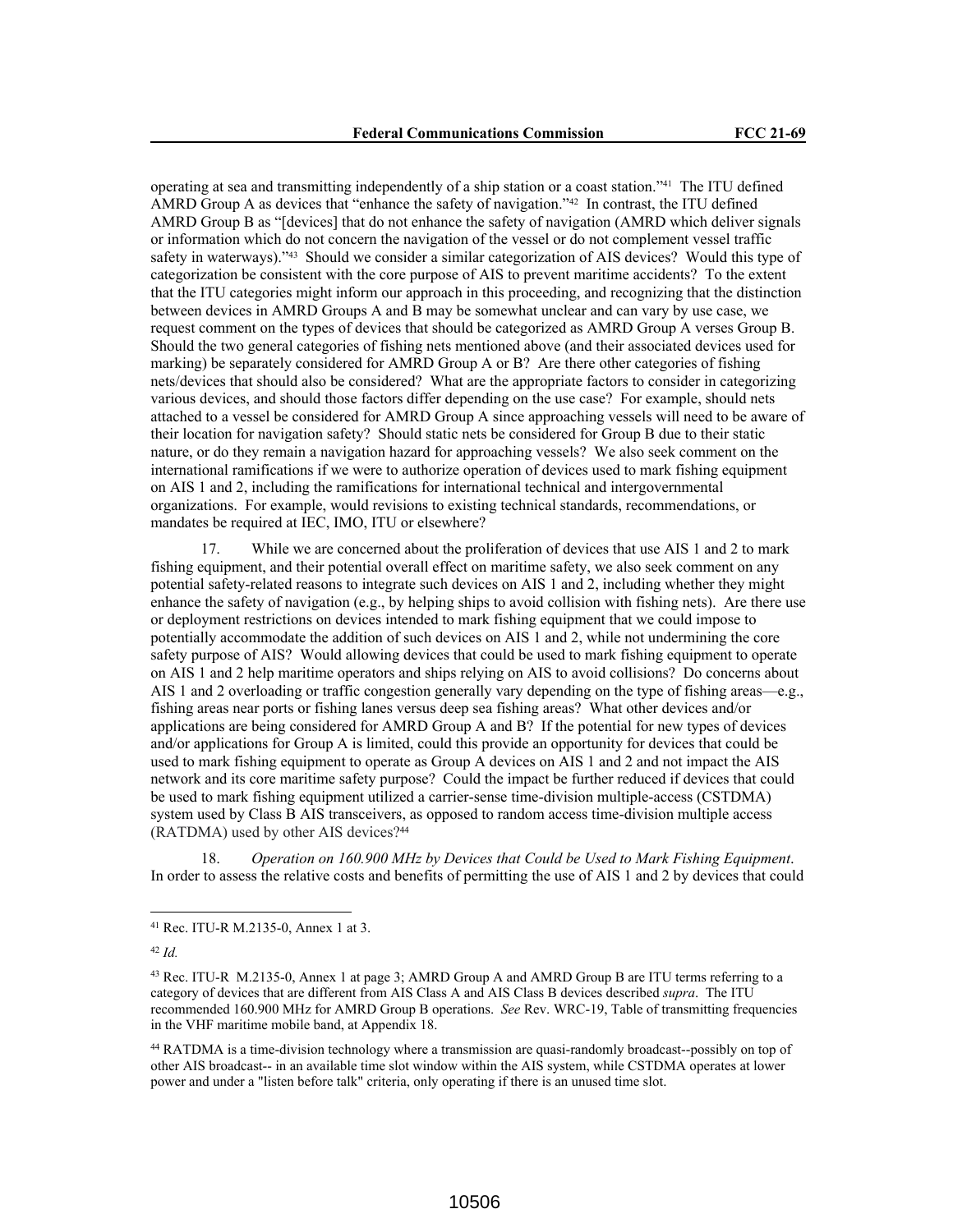operating at sea and transmitting independently of a ship station or a coast station."[41] The ITU defined AMRD Group A as devices that "enhance the safety of navigation."[42] In contrast, the ITU defined AMRD Group B as "[devices] that do not enhance the safety of navigation (AMRD which deliver signals or information which do not concern the navigation of the vessel or do not complement vessel traffic safety in waterways)."[43] Should we consider a similar categorization of AIS devices? Would this type of categorization be consistent with the core purpose of AIS to prevent maritime accidents? To the extent that the ITU categories might inform our approach in this proceeding, and recognizing that the distinction between devices in AMRD Groups A and B may be somewhat unclear and can vary by use case, we request comment on the types of devices that should be categorized as AMRD Group A verses Group B. Should the two general categories of fishing nets mentioned above (and their associated devices used for marking) be separately considered for AMRD Group A or B? Are there other categories of fishing nets/devices that should also be considered? What are the appropriate factors to consider in categorizing various devices, and should those factors differ depending on the use case? For example, should nets attached to a vessel be considered for AMRD Group A since approaching vessels will need to be aware of their location for navigation safety? Should static nets be considered for Group B due to their static nature, or do they remain a navigation hazard for approaching vessels? We also seek comment on the international ramifications if we were to authorize operation of devices used to mark fishing equipment on AIS 1 and 2, including the ramifications for international technical and intergovernmental organizations. For example, would revisions to existing technical standards, recommendations, or mandates be required at IEC, IMO, ITU or elsewhere?

17. While we are concerned about the proliferation of devices that use AIS 1 and 2 to mark fishing equipment, and their potential overall effect on maritime safety, we also seek comment on any potential safety-related reasons to integrate such devices on AIS 1 and 2, including whether they might enhance the safety of navigation (e.g., by helping ships to avoid collision with fishing nets). Are there use or deployment restrictions on devices intended to mark fishing equipment that we could impose to potentially accommodate the addition of such devices on AIS 1 and 2, while not undermining the core safety purpose of AIS? Would allowing devices that could be used to mark fishing equipment to operate on AIS 1 and 2 help maritime operators and ships relying on AIS to avoid collisions? Do concerns about AIS 1 and 2 overloading or traffic congestion generally vary depending on the type of fishing areas—e.g., fishing areas near ports or fishing lanes versus deep sea fishing areas? What other devices and/or applications are being considered for AMRD Group A and B? If the potential for new types of devices and/or applications for Group A is limited, could this provide an opportunity for devices that could be used to mark fishing equipment to operate as Group A devices on AIS 1 and 2 and not impact the AIS network and its core maritime safety purpose? Could the impact be further reduced if devices that could be used to mark fishing equipment utilized a carrier-sense time-division multiple-access (CSTDMA) system used by Class B AIS transceivers, as opposed to random access time-division multiple access (RATDMA) used by other AIS devices?[44]

18. *Operation on 160.900 MHz by Devices that Could be Used to Mark Fishing Equipment*. In order to assess the relative costs and benefits of permitting the use of AIS 1 and 2 by devices that could

---

[41] Rec. ITU-R M.2135-0, Annex 1 at 3.

[42] *Id.*

[43] Rec. ITU-R M.2135-0, Annex 1 at page 3; AMRD Group A and AMRD Group B are ITU terms referring to a category of devices that are different from AIS Class A and AIS Class B devices described *supra*. The ITU recommended 160.900 MHz for AMRD Group B operations. *See* Rev. WRC-19, Table of transmitting frequencies in the VHF maritime mobile band, at Appendix 18.

[44] RATDMA is a time-division technology where a transmission are quasi-randomly broadcast--possibly on top of other AIS broadcast-- in an available time slot window within the AIS system, while CSTDMA operates at lower power and under a "listen before talk" criteria, only operating if there is an unused time slot.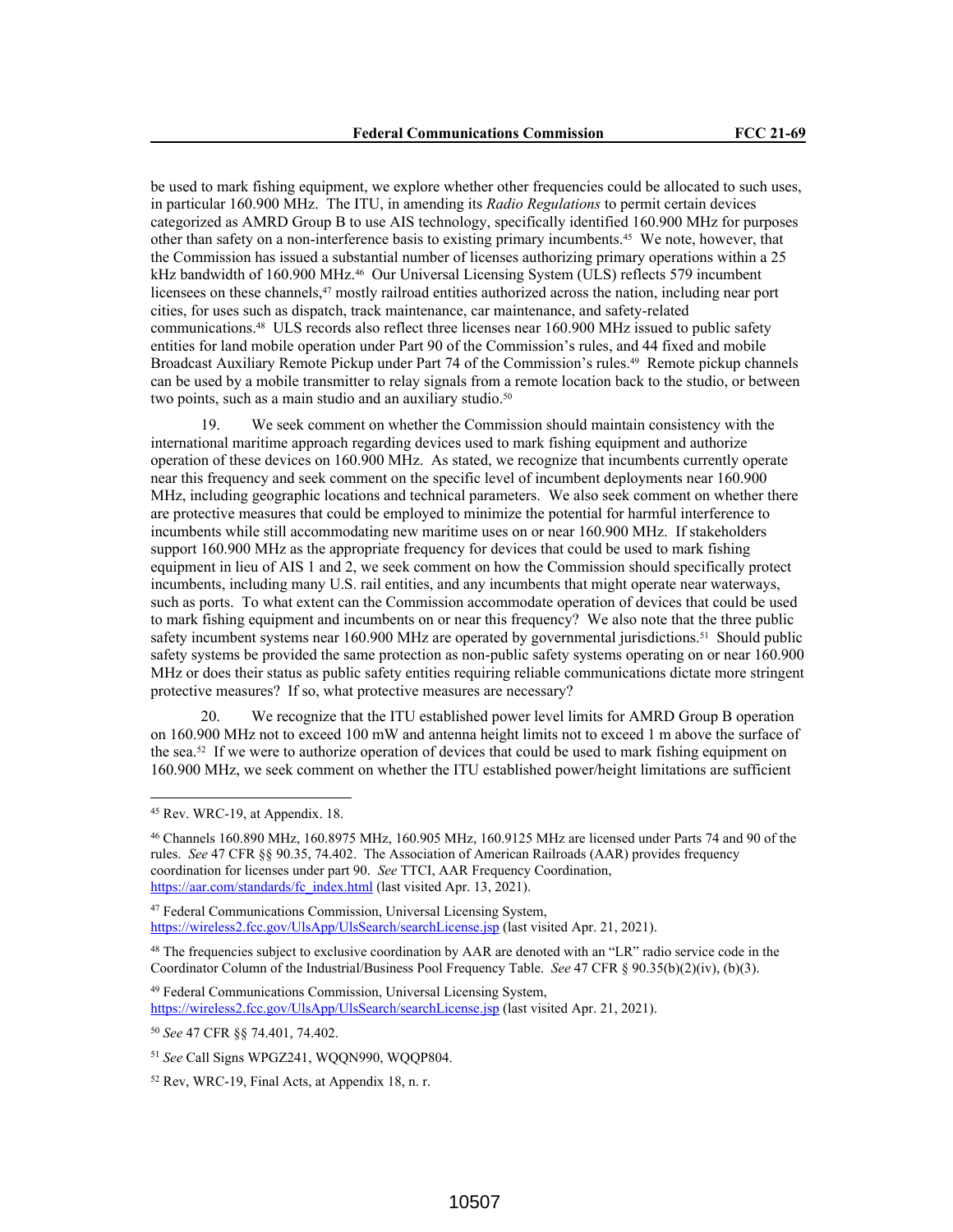be used to mark fishing equipment, we explore whether other frequencies could be allocated to such uses, in particular 160.900 MHz. The ITU, in amending its *Radio Regulations* to permit certain devices categorized as AMRD Group B to use AIS technology, specifically identified 160.900 MHz for purposes other than safety on a non-interference basis to existing primary incumbents.[45] We note, however, that the Commission has issued a substantial number of licenses authorizing primary operations within a 25 kHz bandwidth of 160.900 MHz.[46] Our Universal Licensing System (ULS) reflects 579 incumbent licensees on these channels,[47] mostly railroad entities authorized across the nation, including near port cities, for uses such as dispatch, track maintenance, car maintenance, and safety-related communications.[48] ULS records also reflect three licenses near 160.900 MHz issued to public safety entities for land mobile operation under Part 90 of the Commission's rules, and 44 fixed and mobile Broadcast Auxiliary Remote Pickup under Part 74 of the Commission's rules.[49] Remote pickup channels can be used by a mobile transmitter to relay signals from a remote location back to the studio, or between two points, such as a main studio and an auxiliary studio.[50]

19. We seek comment on whether the Commission should maintain consistency with the international maritime approach regarding devices used to mark fishing equipment and authorize operation of these devices on 160.900 MHz. As stated, we recognize that incumbents currently operate near this frequency and seek comment on the specific level of incumbent deployments near 160.900 MHz, including geographic locations and technical parameters. We also seek comment on whether there are protective measures that could be employed to minimize the potential for harmful interference to incumbents while still accommodating new maritime uses on or near 160.900 MHz. If stakeholders support 160.900 MHz as the appropriate frequency for devices that could be used to mark fishing equipment in lieu of AIS 1 and 2, we seek comment on how the Commission should specifically protect incumbents, including many U.S. rail entities, and any incumbents that might operate near waterways, such as ports. To what extent can the Commission accommodate operation of devices that could be used to mark fishing equipment and incumbents on or near this frequency? We also note that the three public safety incumbent systems near 160.900 MHz are operated by governmental jurisdictions.[51] Should public safety systems be provided the same protection as non-public safety systems operating on or near 160.900 MHz or does their status as public safety entities requiring reliable communications dictate more stringent protective measures? If so, what protective measures are necessary?

20. We recognize that the ITU established power level limits for AMRD Group B operation on 160.900 MHz not to exceed 100 mW and antenna height limits not to exceed 1 m above the surface of the sea.[52] If we were to authorize operation of devices that could be used to mark fishing equipment on 160.900 MHz, we seek comment on whether the ITU established power/height limitations are sufficient

---

[45] Rev. WRC-19, at Appendix. 18.

[46] Channels 160.890 MHz, 160.8975 MHz, 160.905 MHz, 160.9125 MHz are licensed under Parts 74 and 90 of the rules. *See* 47 CFR §§ 90.35, 74.402. The Association of American Railroads (AAR) provides frequency coordination for licenses under part 90. *See* TTCI, AAR Frequency Coordination, https://aar.com/standards/fc_index.html (last visited Apr. 13, 2021).

[47] Federal Communications Commission, Universal Licensing System, https://wireless2.fcc.gov/UlsApp/UlsSearch/searchLicense.jsp (last visited Apr. 21, 2021).

[48] The frequencies subject to exclusive coordination by AAR are denoted with an "LR" radio service code in the Coordinator Column of the Industrial/Business Pool Frequency Table. *See* 47 CFR § 90.35(b)(2)(iv), (b)(3).

[49] Federal Communications Commission, Universal Licensing System, https://wireless2.fcc.gov/UlsApp/UlsSearch/searchLicense.jsp (last visited Apr. 21, 2021).

[50] *See* 47 CFR §§ 74.401, 74.402.

[51] *See* Call Signs WPGZ241, WQQN990, WQQP804.

[52] Rev, WRC-19, Final Acts, at Appendix 18, n. r.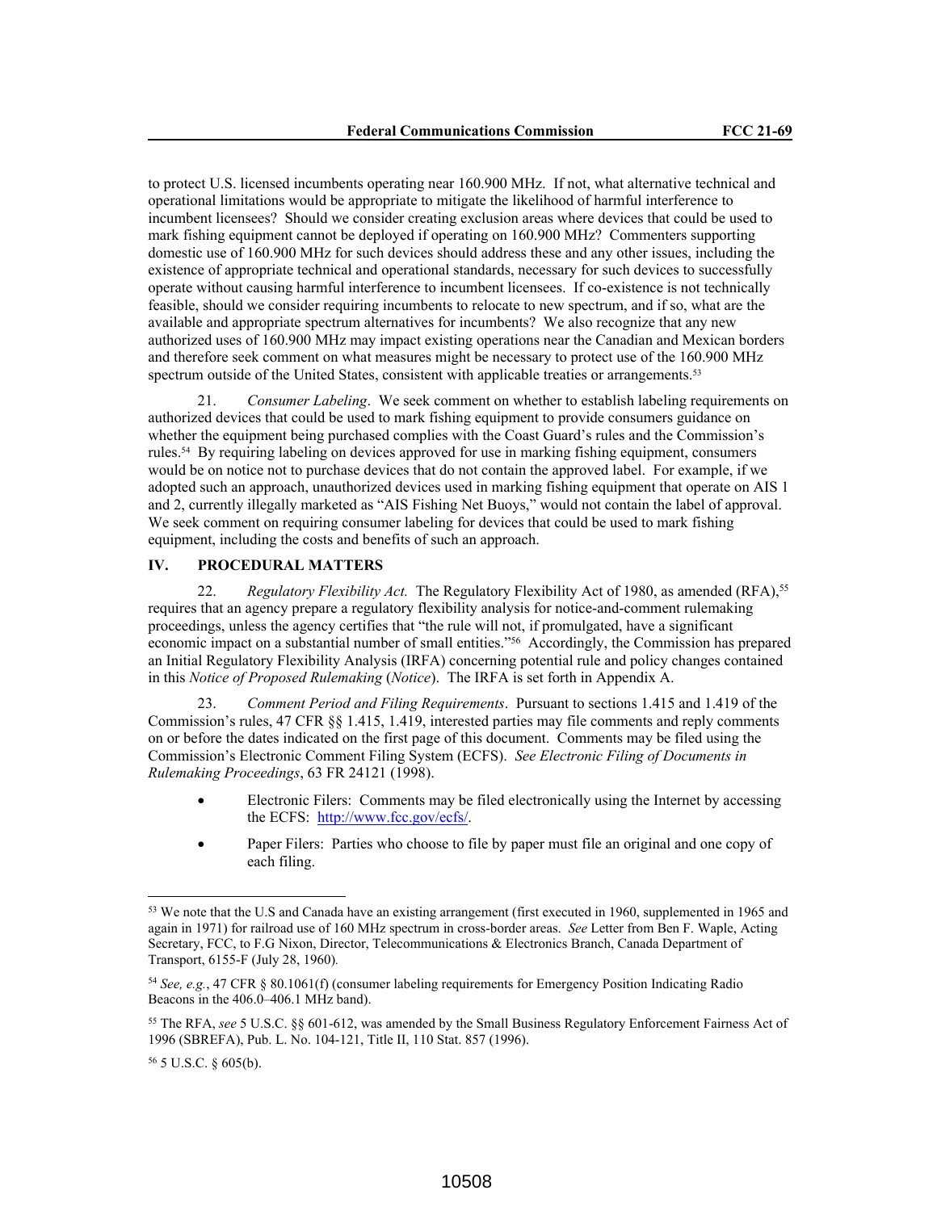to protect U.S. licensed incumbents operating near 160.900 MHz. If not, what alternative technical and operational limitations would be appropriate to mitigate the likelihood of harmful interference to incumbent licensees? Should we consider creating exclusion areas where devices that could be used to mark fishing equipment cannot be deployed if operating on 160.900 MHz? Commenters supporting domestic use of 160.900 MHz for such devices should address these and any other issues, including the existence of appropriate technical and operational standards, necessary for such devices to successfully operate without causing harmful interference to incumbent licensees. If co-existence is not technically feasible, should we consider requiring incumbents to relocate to new spectrum, and if so, what are the available and appropriate spectrum alternatives for incumbents? We also recognize that any new authorized uses of 160.900 MHz may impact existing operations near the Canadian and Mexican borders and therefore seek comment on what measures might be necessary to protect use of the 160.900 MHz spectrum outside of the United States, consistent with applicable treaties or arrangements.[53]

21. *Consumer Labeling*. We seek comment on whether to establish labeling requirements on authorized devices that could be used to mark fishing equipment to provide consumers guidance on whether the equipment being purchased complies with the Coast Guard's rules and the Commission's rules.[54] By requiring labeling on devices approved for use in marking fishing equipment, consumers would be on notice not to purchase devices that do not contain the approved label. For example, if we adopted such an approach, unauthorized devices used in marking fishing equipment that operate on AIS 1 and 2, currently illegally marketed as "AIS Fishing Net Buoys," would not contain the label of approval. We seek comment on requiring consumer labeling for devices that could be used to mark fishing equipment, including the costs and benefits of such an approach.

## IV. PROCEDURAL MATTERS

22. *Regulatory Flexibility Act.* The Regulatory Flexibility Act of 1980, as amended (RFA),[55] requires that an agency prepare a regulatory flexibility analysis for notice-and-comment rulemaking proceedings, unless the agency certifies that "the rule will not, if promulgated, have a significant economic impact on a substantial number of small entities."[56] Accordingly, the Commission has prepared an Initial Regulatory Flexibility Analysis (IRFA) concerning potential rule and policy changes contained in this *Notice of Proposed Rulemaking* (*Notice*). The IRFA is set forth in Appendix A.

23. *Comment Period and Filing Requirements*. Pursuant to sections 1.415 and 1.419 of the Commission's rules, 47 CFR §§ 1.415, 1.419, interested parties may file comments and reply comments on or before the dates indicated on the first page of this document. Comments may be filed using the Commission's Electronic Comment Filing System (ECFS). *See Electronic Filing of Documents in Rulemaking Proceedings*, 63 FR 24121 (1998).

- Electronic Filers: Comments may be filed electronically using the Internet by accessing the ECFS: http://www.fcc.gov/ecfs/.
- Paper Filers: Parties who choose to file by paper must file an original and one copy of each filing.

---

[53] We note that the U.S and Canada have an existing arrangement (first executed in 1960, supplemented in 1965 and again in 1971) for railroad use of 160 MHz spectrum in cross-border areas. *See* Letter from Ben F. Waple, Acting Secretary, FCC, to F.G Nixon, Director, Telecommunications & Electronics Branch, Canada Department of Transport, 6155-F (July 28, 1960).

[54] *See, e.g.*, 47 CFR § 80.1061(f) (consumer labeling requirements for Emergency Position Indicating Radio Beacons in the 406.0–406.1 MHz band).

[55] The RFA, *see* 5 U.S.C. §§ 601-612, was amended by the Small Business Regulatory Enforcement Fairness Act of 1996 (SBREFA), Pub. L. No. 104-121, Title II, 110 Stat. 857 (1996).

[56] 5 U.S.C. § 605(b).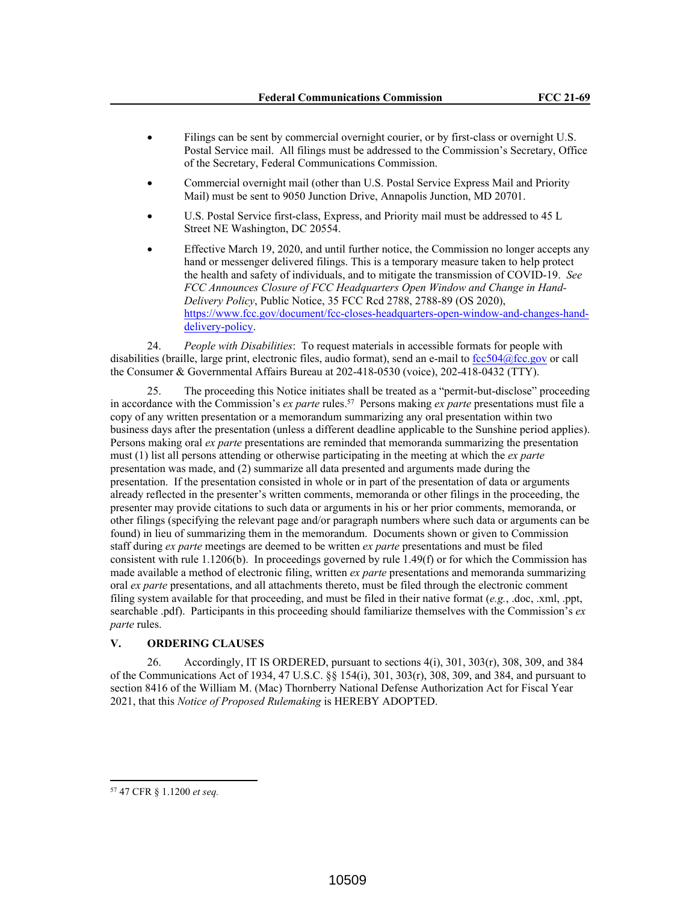- Filings can be sent by commercial overnight courier, or by first-class or overnight U.S. Postal Service mail. All filings must be addressed to the Commission's Secretary, Office of the Secretary, Federal Communications Commission.
- Commercial overnight mail (other than U.S. Postal Service Express Mail and Priority Mail) must be sent to 9050 Junction Drive, Annapolis Junction, MD 20701.
- U.S. Postal Service first-class, Express, and Priority mail must be addressed to 45 L Street NE Washington, DC 20554.
- Effective March 19, 2020, and until further notice, the Commission no longer accepts any hand or messenger delivered filings. This is a temporary measure taken to help protect the health and safety of individuals, and to mitigate the transmission of COVID-19. *See FCC Announces Closure of FCC Headquarters Open Window and Change in Hand-Delivery Policy*, Public Notice, 35 FCC Rcd 2788, 2788-89 (OS 2020), https://www.fcc.gov/document/fcc-closes-headquarters-open-window-and-changes-hand-delivery-policy.

24. *People with Disabilities*: To request materials in accessible formats for people with disabilities (braille, large print, electronic files, audio format), send an e-mail to fcc504@fcc.gov or call the Consumer & Governmental Affairs Bureau at 202-418-0530 (voice), 202-418-0432 (TTY).

25. The proceeding this Notice initiates shall be treated as a "permit-but-disclose" proceeding in accordance with the Commission's *ex parte* rules.[57] Persons making *ex parte* presentations must file a copy of any written presentation or a memorandum summarizing any oral presentation within two business days after the presentation (unless a different deadline applicable to the Sunshine period applies). Persons making oral *ex parte* presentations are reminded that memoranda summarizing the presentation must (1) list all persons attending or otherwise participating in the meeting at which the *ex parte* presentation was made, and (2) summarize all data presented and arguments made during the presentation. If the presentation consisted in whole or in part of the presentation of data or arguments already reflected in the presenter's written comments, memoranda or other filings in the proceeding, the presenter may provide citations to such data or arguments in his or her prior comments, memoranda, or other filings (specifying the relevant page and/or paragraph numbers where such data or arguments can be found) in lieu of summarizing them in the memorandum. Documents shown or given to Commission staff during *ex parte* meetings are deemed to be written *ex parte* presentations and must be filed consistent with rule 1.1206(b). In proceedings governed by rule 1.49(f) or for which the Commission has made available a method of electronic filing, written *ex parte* presentations and memoranda summarizing oral *ex parte* presentations, and all attachments thereto, must be filed through the electronic comment filing system available for that proceeding, and must be filed in their native format (*e.g.*, .doc, .xml, .ppt, searchable .pdf). Participants in this proceeding should familiarize themselves with the Commission's *ex parte* rules.

## V. ORDERING CLAUSES

26. Accordingly, IT IS ORDERED, pursuant to sections 4(i), 301, 303(r), 308, 309, and 384 of the Communications Act of 1934, 47 U.S.C. §§ 154(i), 301, 303(r), 308, 309, and 384, and pursuant to section 8416 of the William M. (Mac) Thornberry National Defense Authorization Act for Fiscal Year 2021, that this *Notice of Proposed Rulemaking* is HEREBY ADOPTED.

---

[57] 47 CFR § 1.1200 *et seq.*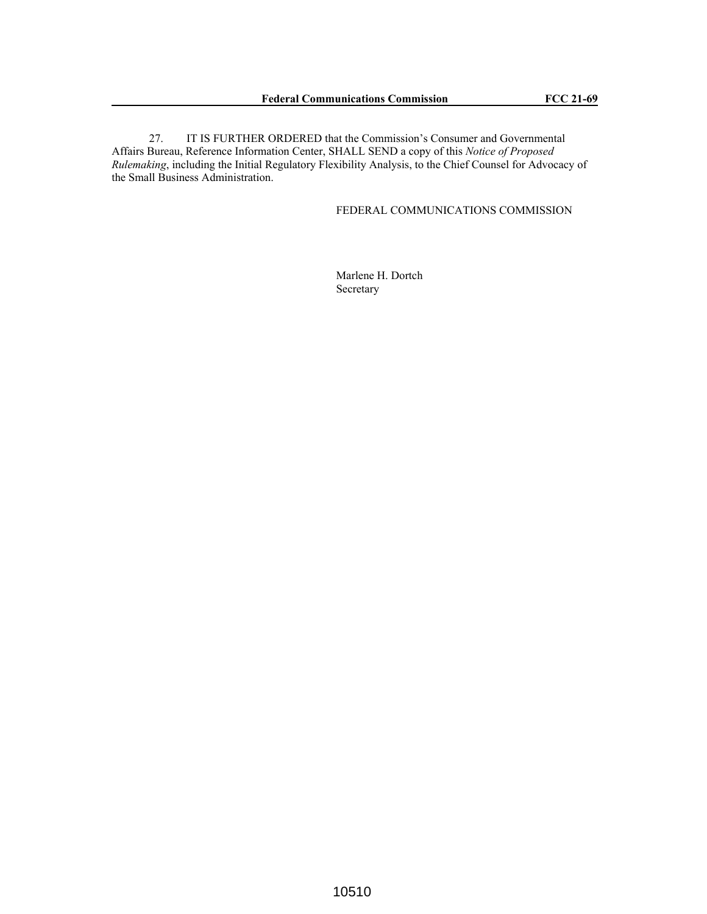27. IT IS FURTHER ORDERED that the Commission's Consumer and Governmental Affairs Bureau, Reference Information Center, SHALL SEND a copy of this *Notice of Proposed Rulemaking*, including the Initial Regulatory Flexibility Analysis, to the Chief Counsel for Advocacy of the Small Business Administration.

FEDERAL COMMUNICATIONS COMMISSION

Marlene H. Dortch
Secretary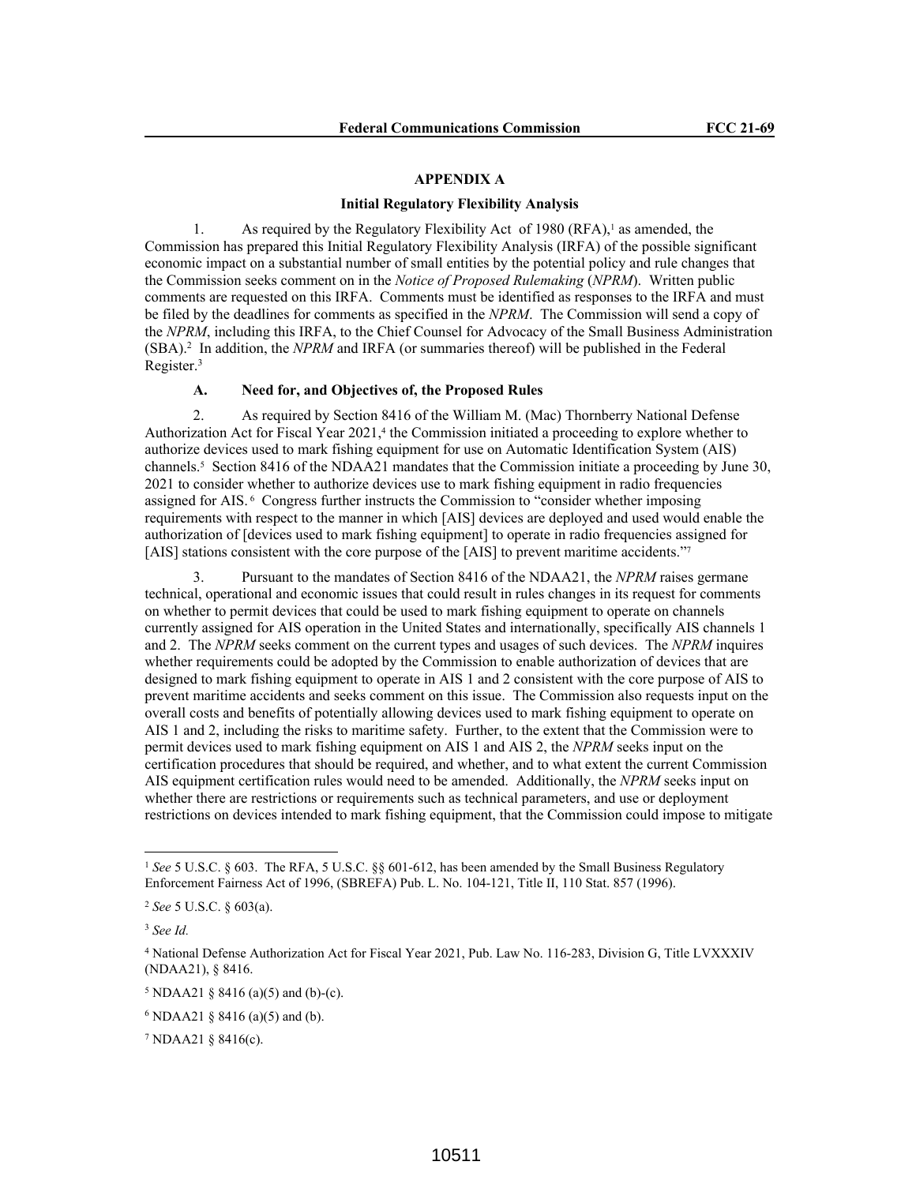## APPENDIX A

### Initial Regulatory Flexibility Analysis

1. As required by the Regulatory Flexibility Act of 1980 (RFA),[1] as amended, the Commission has prepared this Initial Regulatory Flexibility Analysis (IRFA) of the possible significant economic impact on a substantial number of small entities by the potential policy and rule changes that the Commission seeks comment on in the *Notice of Proposed Rulemaking* (*NPRM*). Written public comments are requested on this IRFA. Comments must be identified as responses to the IRFA and must be filed by the deadlines for comments as specified in the *NPRM*. The Commission will send a copy of the *NPRM*, including this IRFA, to the Chief Counsel for Advocacy of the Small Business Administration (SBA).[2] In addition, the *NPRM* and IRFA (or summaries thereof) will be published in the Federal Register.[3]

#### A. Need for, and Objectives of, the Proposed Rules

2. As required by Section 8416 of the William M. (Mac) Thornberry National Defense Authorization Act for Fiscal Year 2021,[4] the Commission initiated a proceeding to explore whether to authorize devices used to mark fishing equipment for use on Automatic Identification System (AIS) channels.[5] Section 8416 of the NDAA21 mandates that the Commission initiate a proceeding by June 30, 2021 to consider whether to authorize devices use to mark fishing equipment in radio frequencies assigned for AIS.[6] Congress further instructs the Commission to "consider whether imposing requirements with respect to the manner in which [AIS] devices are deployed and used would enable the authorization of [devices used to mark fishing equipment] to operate in radio frequencies assigned for [AIS] stations consistent with the core purpose of the [AIS] to prevent maritime accidents."[7]

3. Pursuant to the mandates of Section 8416 of the NDAA21, the *NPRM* raises germane technical, operational and economic issues that could result in rules changes in its request for comments on whether to permit devices that could be used to mark fishing equipment to operate on channels currently assigned for AIS operation in the United States and internationally, specifically AIS channels 1 and 2. The *NPRM* seeks comment on the current types and usages of such devices. The *NPRM* inquires whether requirements could be adopted by the Commission to enable authorization of devices that are designed to mark fishing equipment to operate in AIS 1 and 2 consistent with the core purpose of AIS to prevent maritime accidents and seeks comment on this issue. The Commission also requests input on the overall costs and benefits of potentially allowing devices used to mark fishing equipment to operate on AIS 1 and 2, including the risks to maritime safety. Further, to the extent that the Commission were to permit devices used to mark fishing equipment on AIS 1 and AIS 2, the *NPRM* seeks input on the certification procedures that should be required, and whether, and to what extent the current Commission AIS equipment certification rules would need to be amended. Additionally, the *NPRM* seeks input on whether there are restrictions or requirements such as technical parameters, and use or deployment restrictions on devices intended to mark fishing equipment, that the Commission could impose to mitigate

---

[1] *See* 5 U.S.C. § 603. The RFA, 5 U.S.C. §§ 601-612, has been amended by the Small Business Regulatory Enforcement Fairness Act of 1996, (SBREFA) Pub. L. No. 104-121, Title II, 110 Stat. 857 (1996).

[2] *See* 5 U.S.C. § 603(a).

[3] *See Id.*

[4] National Defense Authorization Act for Fiscal Year 2021, Pub. Law No. 116-283, Division G, Title LVXXXIV (NDAA21), § 8416.

[5] NDAA21 § 8416 (a)(5) and (b)-(c).

[6] NDAA21 § 8416 (a)(5) and (b).

[7] NDAA21 § 8416(c).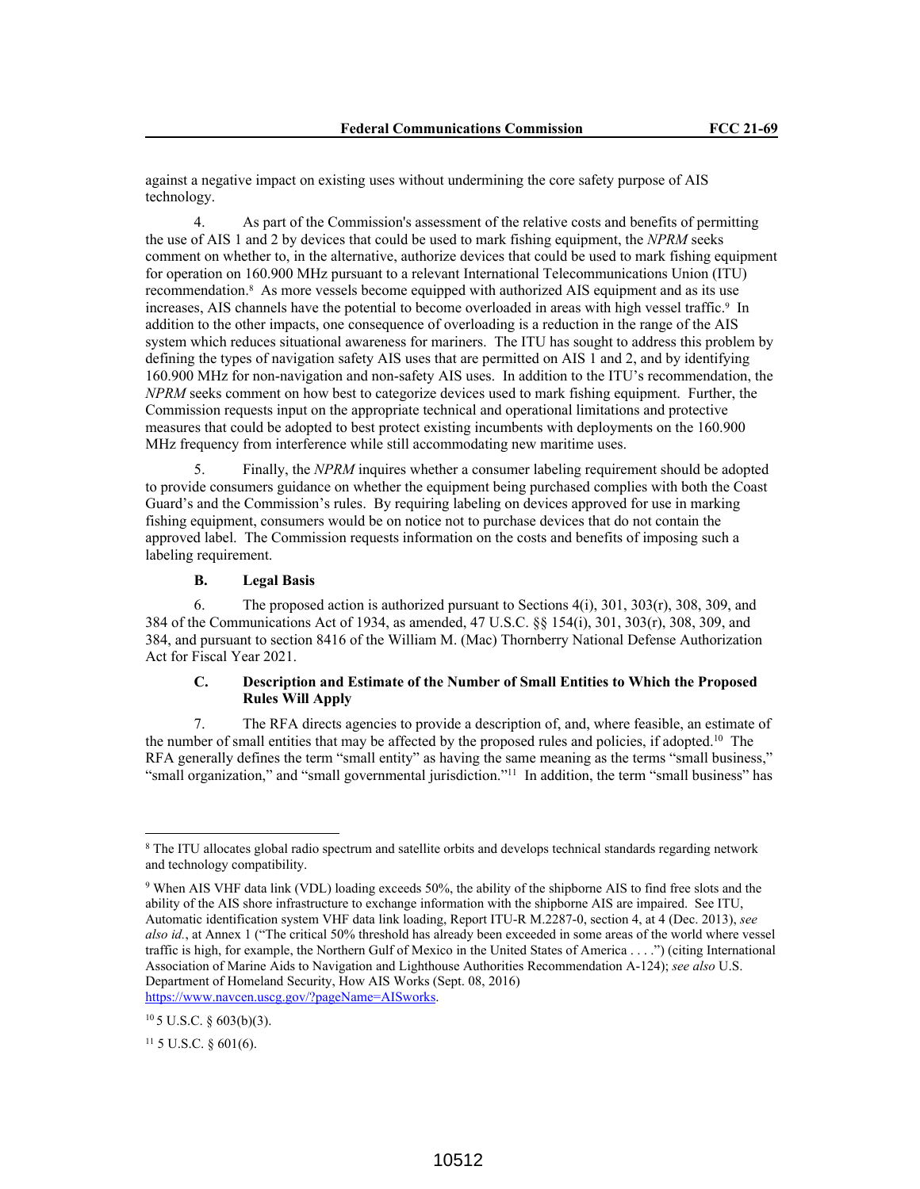against a negative impact on existing uses without undermining the core safety purpose of AIS technology.

4. As part of the Commission's assessment of the relative costs and benefits of permitting the use of AIS 1 and 2 by devices that could be used to mark fishing equipment, the *NPRM* seeks comment on whether to, in the alternative, authorize devices that could be used to mark fishing equipment for operation on 160.900 MHz pursuant to a relevant International Telecommunications Union (ITU) recommendation.[8] As more vessels become equipped with authorized AIS equipment and as its use increases, AIS channels have the potential to become overloaded in areas with high vessel traffic.[9] In addition to the other impacts, one consequence of overloading is a reduction in the range of the AIS system which reduces situational awareness for mariners. The ITU has sought to address this problem by defining the types of navigation safety AIS uses that are permitted on AIS 1 and 2, and by identifying 160.900 MHz for non-navigation and non-safety AIS uses. In addition to the ITU's recommendation, the *NPRM* seeks comment on how best to categorize devices used to mark fishing equipment. Further, the Commission requests input on the appropriate technical and operational limitations and protective measures that could be adopted to best protect existing incumbents with deployments on the 160.900 MHz frequency from interference while still accommodating new maritime uses.

5. Finally, the *NPRM* inquires whether a consumer labeling requirement should be adopted to provide consumers guidance on whether the equipment being purchased complies with both the Coast Guard's and the Commission's rules. By requiring labeling on devices approved for use in marking fishing equipment, consumers would be on notice not to purchase devices that do not contain the approved label. The Commission requests information on the costs and benefits of imposing such a labeling requirement.

### B. Legal Basis

6. The proposed action is authorized pursuant to Sections 4(i), 301, 303(r), 308, 309, and 384 of the Communications Act of 1934, as amended, 47 U.S.C. §§ 154(i), 301, 303(r), 308, 309, and 384, and pursuant to section 8416 of the William M. (Mac) Thornberry National Defense Authorization Act for Fiscal Year 2021.

### C. Description and Estimate of the Number of Small Entities to Which the Proposed Rules Will Apply

7. The RFA directs agencies to provide a description of, and, where feasible, an estimate of the number of small entities that may be affected by the proposed rules and policies, if adopted.[10] The RFA generally defines the term "small entity" as having the same meaning as the terms "small business," "small organization," and "small governmental jurisdiction."[11] In addition, the term "small business" has

---

[8] The ITU allocates global radio spectrum and satellite orbits and develops technical standards regarding network and technology compatibility.

[9] When AIS VHF data link (VDL) loading exceeds 50%, the ability of the shipborne AIS to find free slots and the ability of the AIS shore infrastructure to exchange information with the shipborne AIS are impaired. See ITU, Automatic identification system VHF data link loading, Report ITU-R M.2287-0, section 4, at 4 (Dec. 2013), *see also id.*, at Annex 1 ("The critical 50% threshold has already been exceeded in some areas of the world where vessel traffic is high, for example, the Northern Gulf of Mexico in the United States of America . . . .") (citing International Association of Marine Aids to Navigation and Lighthouse Authorities Recommendation A-124); *see also* U.S. Department of Homeland Security, How AIS Works (Sept. 08, 2016) https://www.navcen.uscg.gov/?pageName=AISworks.

[10] 5 U.S.C. § 603(b)(3).

[11] 5 U.S.C. § 601(6).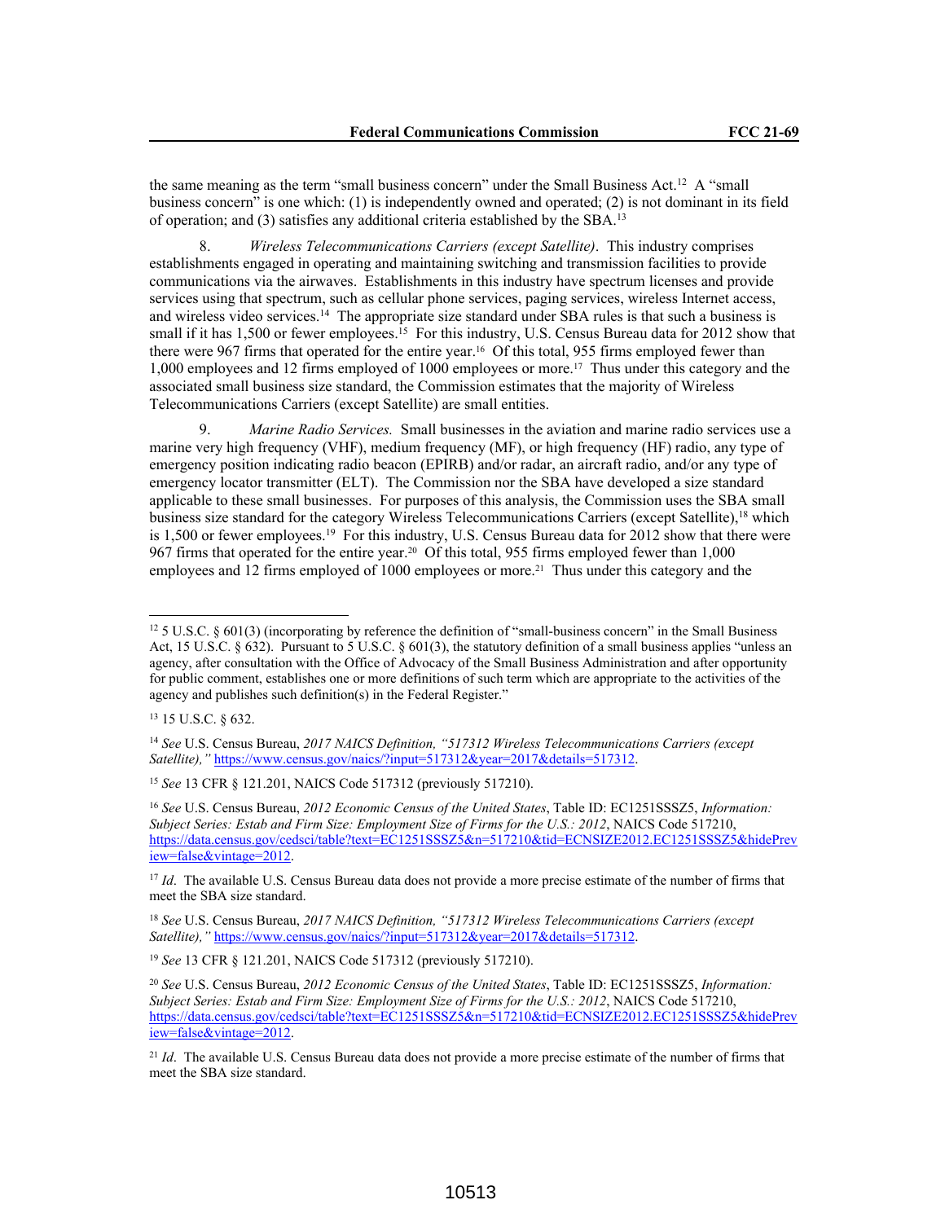the same meaning as the term "small business concern" under the Small Business Act.[12] A "small business concern" is one which: (1) is independently owned and operated; (2) is not dominant in its field of operation; and (3) satisfies any additional criteria established by the SBA.[13]

8. *Wireless Telecommunications Carriers (except Satellite)*. This industry comprises establishments engaged in operating and maintaining switching and transmission facilities to provide communications via the airwaves. Establishments in this industry have spectrum licenses and provide services using that spectrum, such as cellular phone services, paging services, wireless Internet access, and wireless video services.[14] The appropriate size standard under SBA rules is that such a business is small if it has 1,500 or fewer employees.[15] For this industry, U.S. Census Bureau data for 2012 show that there were 967 firms that operated for the entire year.[16] Of this total, 955 firms employed fewer than 1,000 employees and 12 firms employed of 1000 employees or more.[17] Thus under this category and the associated small business size standard, the Commission estimates that the majority of Wireless Telecommunications Carriers (except Satellite) are small entities.

9. *Marine Radio Services.* Small businesses in the aviation and marine radio services use a marine very high frequency (VHF), medium frequency (MF), or high frequency (HF) radio, any type of emergency position indicating radio beacon (EPIRB) and/or radar, an aircraft radio, and/or any type of emergency locator transmitter (ELT). The Commission nor the SBA have developed a size standard applicable to these small businesses. For purposes of this analysis, the Commission uses the SBA small business size standard for the category Wireless Telecommunications Carriers (except Satellite),[18] which is 1,500 or fewer employees.[19] For this industry, U.S. Census Bureau data for 2012 show that there were 967 firms that operated for the entire year.[20] Of this total, 955 firms employed fewer than 1,000 employees and 12 firms employed of 1000 employees or more.[21] Thus under this category and the

---

[12] 5 U.S.C. § 601(3) (incorporating by reference the definition of "small-business concern" in the Small Business Act, 15 U.S.C. § 632). Pursuant to 5 U.S.C. § 601(3), the statutory definition of a small business applies "unless an agency, after consultation with the Office of Advocacy of the Small Business Administration and after opportunity for public comment, establishes one or more definitions of such term which are appropriate to the activities of the agency and publishes such definition(s) in the Federal Register."

[13] 15 U.S.C. § 632.

[14] *See* U.S. Census Bureau, *2017 NAICS Definition, "517312 Wireless Telecommunications Carriers (except Satellite),"* https://www.census.gov/naics/?input=517312&year=2017&details=517312.

[15] *See* 13 CFR § 121.201, NAICS Code 517312 (previously 517210).

[16] *See* U.S. Census Bureau, *2012 Economic Census of the United States*, Table ID: EC1251SSSZ5, *Information: Subject Series: Estab and Firm Size: Employment Size of Firms for the U.S.: 2012*, NAICS Code 517210, https://data.census.gov/cedsci/table?text=EC1251SSSZ5&n=517210&tid=ECNSIZE2012.EC1251SSSZ5&hidePreview=false&vintage=2012.

[17] *Id*. The available U.S. Census Bureau data does not provide a more precise estimate of the number of firms that meet the SBA size standard.

[18] *See* U.S. Census Bureau, *2017 NAICS Definition, "517312 Wireless Telecommunications Carriers (except Satellite),"* https://www.census.gov/naics/?input=517312&year=2017&details=517312.

[19] *See* 13 CFR § 121.201, NAICS Code 517312 (previously 517210).

[20] *See* U.S. Census Bureau, *2012 Economic Census of the United States*, Table ID: EC1251SSSZ5, *Information: Subject Series: Estab and Firm Size: Employment Size of Firms for the U.S.: 2012*, NAICS Code 517210, https://data.census.gov/cedsci/table?text=EC1251SSSZ5&n=517210&tid=ECNSIZE2012.EC1251SSSZ5&hidePreview=false&vintage=2012.

[21] *Id*. The available U.S. Census Bureau data does not provide a more precise estimate of the number of firms that meet the SBA size standard.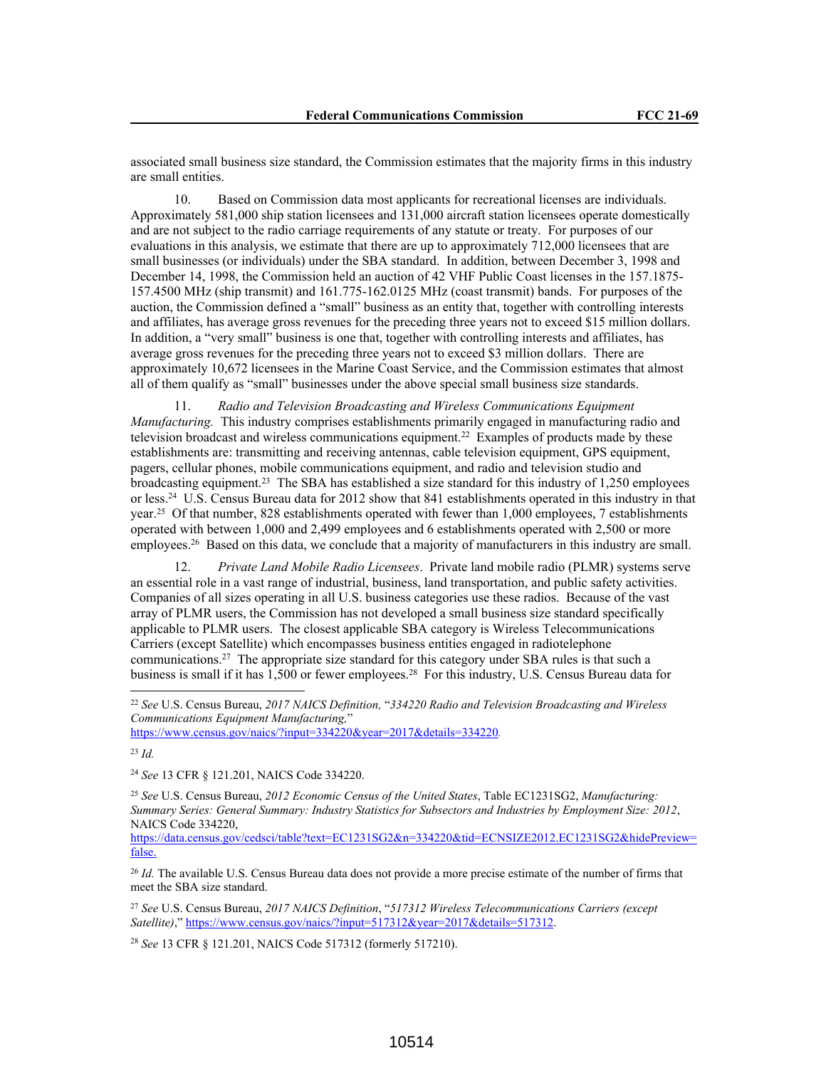associated small business size standard, the Commission estimates that the majority firms in this industry are small entities.

10. Based on Commission data most applicants for recreational licenses are individuals. Approximately 581,000 ship station licensees and 131,000 aircraft station licensees operate domestically and are not subject to the radio carriage requirements of any statute or treaty. For purposes of our evaluations in this analysis, we estimate that there are up to approximately 712,000 licensees that are small businesses (or individuals) under the SBA standard. In addition, between December 3, 1998 and December 14, 1998, the Commission held an auction of 42 VHF Public Coast licenses in the 157.1875-157.4500 MHz (ship transmit) and 161.775-162.0125 MHz (coast transmit) bands. For purposes of the auction, the Commission defined a "small" business as an entity that, together with controlling interests and affiliates, has average gross revenues for the preceding three years not to exceed $15 million dollars. In addition, a "very small" business is one that, together with controlling interests and affiliates, has average gross revenues for the preceding three years not to exceed $3 million dollars. There are approximately 10,672 licensees in the Marine Coast Service, and the Commission estimates that almost all of them qualify as "small" businesses under the above special small business size standards.

11. *Radio and Television Broadcasting and Wireless Communications Equipment Manufacturing.* This industry comprises establishments primarily engaged in manufacturing radio and television broadcast and wireless communications equipment.[22] Examples of products made by these establishments are: transmitting and receiving antennas, cable television equipment, GPS equipment, pagers, cellular phones, mobile communications equipment, and radio and television studio and broadcasting equipment.[23] The SBA has established a size standard for this industry of 1,250 employees or less.[24] U.S. Census Bureau data for 2012 show that 841 establishments operated in this industry in that year.[25] Of that number, 828 establishments operated with fewer than 1,000 employees, 7 establishments operated with between 1,000 and 2,499 employees and 6 establishments operated with 2,500 or more employees.[26] Based on this data, we conclude that a majority of manufacturers in this industry are small.

12. *Private Land Mobile Radio Licensees*. Private land mobile radio (PLMR) systems serve an essential role in a vast range of industrial, business, land transportation, and public safety activities. Companies of all sizes operating in all U.S. business categories use these radios. Because of the vast array of PLMR users, the Commission has not developed a small business size standard specifically applicable to PLMR users. The closest applicable SBA category is Wireless Telecommunications Carriers (except Satellite) which encompasses business entities engaged in radiotelephone communications.[27] The appropriate size standard for this category under SBA rules is that such a business is small if it has 1,500 or fewer employees.[28] For this industry, U.S. Census Bureau data for

---

[22] *See* U.S. Census Bureau, *2017 NAICS Definition,* "*334220 Radio and Television Broadcasting and Wireless Communications Equipment Manufacturing,*" https://www.census.gov/naics/?input=334220&year=2017&details=334220.

[23] *Id.*

[24] *See* 13 CFR § 121.201, NAICS Code 334220.

[25] *See* U.S. Census Bureau, *2012 Economic Census of the United States*, Table EC1231SG2, *Manufacturing: Summary Series: General Summary: Industry Statistics for Subsectors and Industries by Employment Size: 2012*, NAICS Code 334220, https://data.census.gov/cedsci/table?text=EC1231SG2&n=334220&tid=ECNSIZE2012.EC1231SG2&hidePreview=false.

[26] *Id.* The available U.S. Census Bureau data does not provide a more precise estimate of the number of firms that meet the SBA size standard.

[27] *See* U.S. Census Bureau, *2017 NAICS Definition*, "*517312 Wireless Telecommunications Carriers (except Satellite)*," https://www.census.gov/naics/?input=517312&year=2017&details=517312.

[28] *See* 13 CFR § 121.201, NAICS Code 517312 (formerly 517210).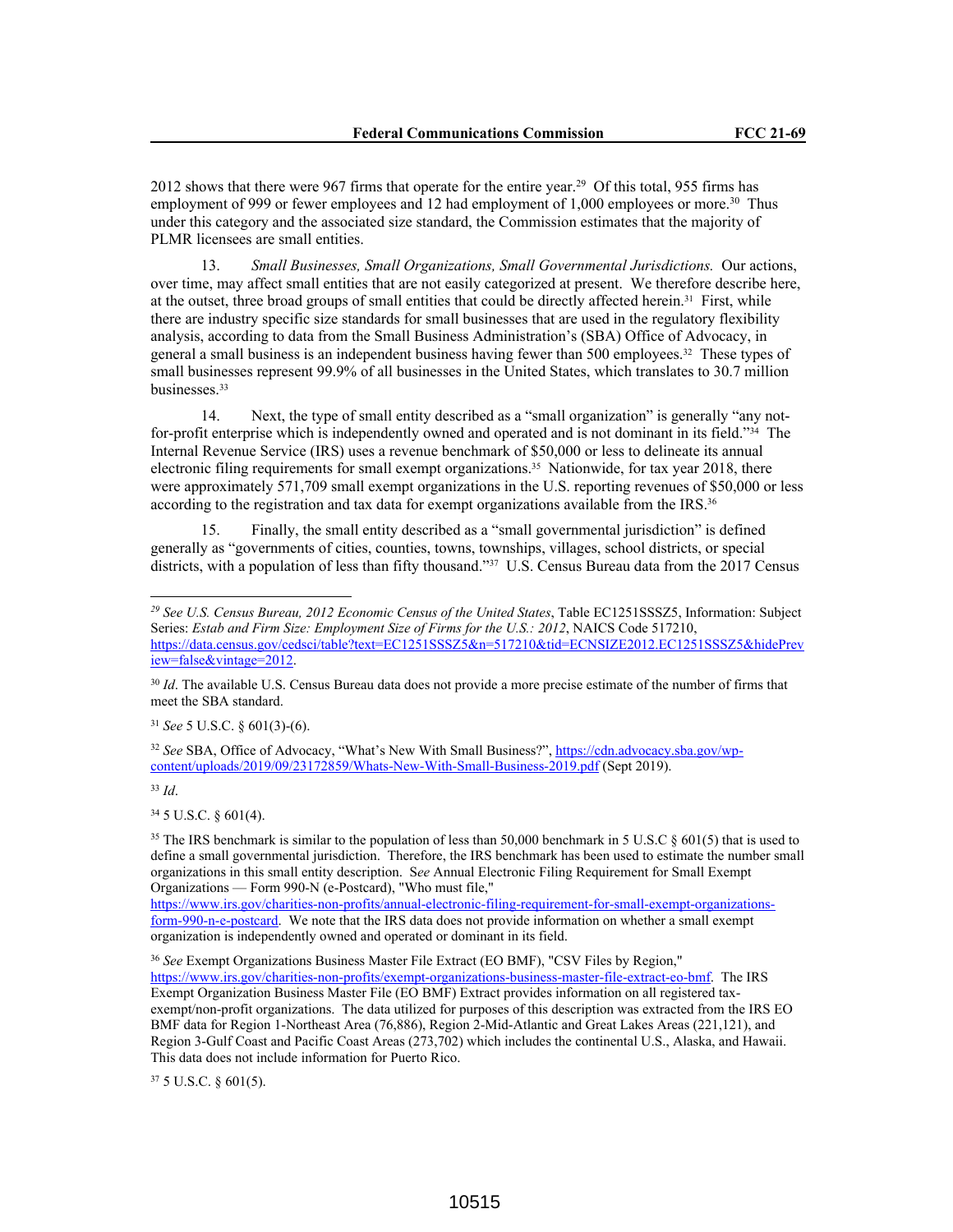2012 shows that there were 967 firms that operate for the entire year.[29] Of this total, 955 firms has employment of 999 or fewer employees and 12 had employment of 1,000 employees or more.[30] Thus under this category and the associated size standard, the Commission estimates that the majority of PLMR licensees are small entities.

13. *Small Businesses, Small Organizations, Small Governmental Jurisdictions.* Our actions, over time, may affect small entities that are not easily categorized at present. We therefore describe here, at the outset, three broad groups of small entities that could be directly affected herein.[31] First, while there are industry specific size standards for small businesses that are used in the regulatory flexibility analysis, according to data from the Small Business Administration's (SBA) Office of Advocacy, in general a small business is an independent business having fewer than 500 employees.[32] These types of small businesses represent 99.9% of all businesses in the United States, which translates to 30.7 million businesses.[33]

14. Next, the type of small entity described as a "small organization" is generally "any not-for-profit enterprise which is independently owned and operated and is not dominant in its field."[34] The Internal Revenue Service (IRS) uses a revenue benchmark of $50,000 or less to delineate its annual electronic filing requirements for small exempt organizations.[35] Nationwide, for tax year 2018, there were approximately 571,709 small exempt organizations in the U.S. reporting revenues of $50,000 or less according to the registration and tax data for exempt organizations available from the IRS.[36]

15. Finally, the small entity described as a "small governmental jurisdiction" is defined generally as "governments of cities, counties, towns, townships, villages, school districts, or special districts, with a population of less than fifty thousand."[37] U.S. Census Bureau data from the 2017 Census

---

[29] *See U.S. Census Bureau, 2012 Economic Census of the United States*, Table EC1251SSSZ5, Information: Subject Series: *Estab and Firm Size: Employment Size of Firms for the U.S.: 2012*, NAICS Code 517210, https://data.census.gov/cedsci/table?text=EC1251SSSZ5&n=517210&tid=ECNSIZE2012.EC1251SSSZ5&hidePreview=false&vintage=2012.

[30] *Id*. The available U.S. Census Bureau data does not provide a more precise estimate of the number of firms that meet the SBA standard.

[31] *See* 5 U.S.C. § 601(3)-(6).

[32] *See* SBA, Office of Advocacy, "What's New With Small Business?", https://cdn.advocacy.sba.gov/wp-content/uploads/2019/09/23172859/Whats-New-With-Small-Business-2019.pdf (Sept 2019).

[33] *Id*.

[34] 5 U.S.C. § 601(4).

[35] The IRS benchmark is similar to the population of less than 50,000 benchmark in 5 U.S.C § 601(5) that is used to define a small governmental jurisdiction. Therefore, the IRS benchmark has been used to estimate the number small organizations in this small entity description. *See* Annual Electronic Filing Requirement for Small Exempt Organizations — Form 990-N (e-Postcard), "Who must file," https://www.irs.gov/charities-non-profits/annual-electronic-filing-requirement-for-small-exempt-organizations-form-990-n-e-postcard. We note that the IRS data does not provide information on whether a small exempt organization is independently owned and operated or dominant in its field.

[36] *See* Exempt Organizations Business Master File Extract (EO BMF), "CSV Files by Region," https://www.irs.gov/charities-non-profits/exempt-organizations-business-master-file-extract-eo-bmf. The IRS Exempt Organization Business Master File (EO BMF) Extract provides information on all registered tax-exempt/non-profit organizations. The data utilized for purposes of this description was extracted from the IRS EO BMF data for Region 1-Northeast Area (76,886), Region 2-Mid-Atlantic and Great Lakes Areas (221,121), and Region 3-Gulf Coast and Pacific Coast Areas (273,702) which includes the continental U.S., Alaska, and Hawaii. This data does not include information for Puerto Rico.

[37] 5 U.S.C. § 601(5).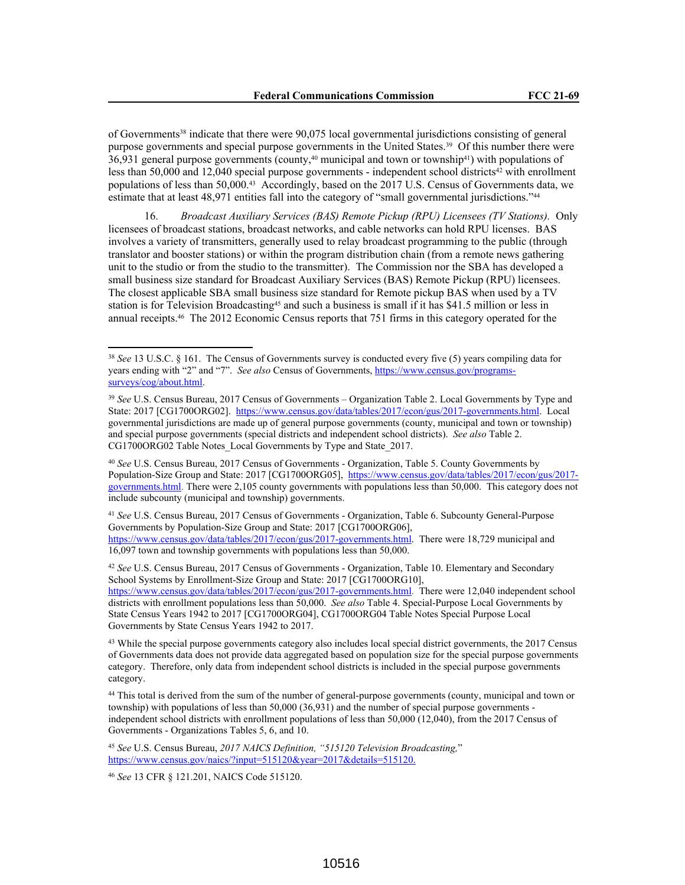of Governments[38] indicate that there were 90,075 local governmental jurisdictions consisting of general purpose governments and special purpose governments in the United States.[39] Of this number there were 36,931 general purpose governments (county,[40] municipal and town or township[41]) with populations of less than 50,000 and 12,040 special purpose governments - independent school districts[42] with enrollment populations of less than 50,000.[43] Accordingly, based on the 2017 U.S. Census of Governments data, we estimate that at least 48,971 entities fall into the category of "small governmental jurisdictions."[44]

16. *Broadcast Auxiliary Services (BAS) Remote Pickup (RPU) Licensees (TV Stations).* Only licensees of broadcast stations, broadcast networks, and cable networks can hold RPU licenses. BAS involves a variety of transmitters, generally used to relay broadcast programming to the public (through translator and booster stations) or within the program distribution chain (from a remote news gathering unit to the studio or from the studio to the transmitter). The Commission nor the SBA has developed a small business size standard for Broadcast Auxiliary Services (BAS) Remote Pickup (RPU) licensees. The closest applicable SBA small business size standard for Remote pickup BAS when used by a TV station is for Television Broadcasting[45] and such a business is small if it has $41.5 million or less in annual receipts.[46] The 2012 Economic Census reports that 751 firms in this category operated for the

---

[38] *See* 13 U.S.C. § 161. The Census of Governments survey is conducted every five (5) years compiling data for years ending with "2" and "7". *See also* Census of Governments, https://www.census.gov/programs-surveys/cog/about.html.

[39] *See* U.S. Census Bureau, 2017 Census of Governments – Organization Table 2. Local Governments by Type and State: 2017 [CG1700ORG02]. https://www.census.gov/data/tables/2017/econ/gus/2017-governments.html. Local governmental jurisdictions are made up of general purpose governments (county, municipal and town or township) and special purpose governments (special districts and independent school districts). *See also* Table 2. CG1700ORG02 Table Notes_Local Governments by Type and State_2017.

[40] *See* U.S. Census Bureau, 2017 Census of Governments - Organization, Table 5. County Governments by Population-Size Group and State: 2017 [CG1700ORG05], https://www.census.gov/data/tables/2017/econ/gus/2017-governments.html. There were 2,105 county governments with populations less than 50,000. This category does not include subcounty (municipal and township) governments.

[41] *See* U.S. Census Bureau, 2017 Census of Governments - Organization, Table 6. Subcounty General-Purpose Governments by Population-Size Group and State: 2017 [CG1700ORG06], https://www.census.gov/data/tables/2017/econ/gus/2017-governments.html. There were 18,729 municipal and 16,097 town and township governments with populations less than 50,000.

[42] *See* U.S. Census Bureau, 2017 Census of Governments - Organization, Table 10. Elementary and Secondary School Systems by Enrollment-Size Group and State: 2017 [CG1700ORG10], https://www.census.gov/data/tables/2017/econ/gus/2017-governments.html. There were 12,040 independent school districts with enrollment populations less than 50,000. *See also* Table 4. Special-Purpose Local Governments by State Census Years 1942 to 2017 [CG1700ORG04], CG1700ORG04 Table Notes Special Purpose Local Governments by State Census Years 1942 to 2017.

[43] While the special purpose governments category also includes local special district governments, the 2017 Census of Governments data does not provide data aggregated based on population size for the special purpose governments category. Therefore, only data from independent school districts is included in the special purpose governments category.

[44] This total is derived from the sum of the number of general-purpose governments (county, municipal and town or township) with populations of less than 50,000 (36,931) and the number of special purpose governments - independent school districts with enrollment populations of less than 50,000 (12,040), from the 2017 Census of Governments - Organizations Tables 5, 6, and 10.

[45] *See* U.S. Census Bureau, *2017 NAICS Definition, "515120 Television Broadcasting,"* https://www.census.gov/naics/?input=515120&year=2017&details=515120.

[46] *See* 13 CFR § 121.201, NAICS Code 515120.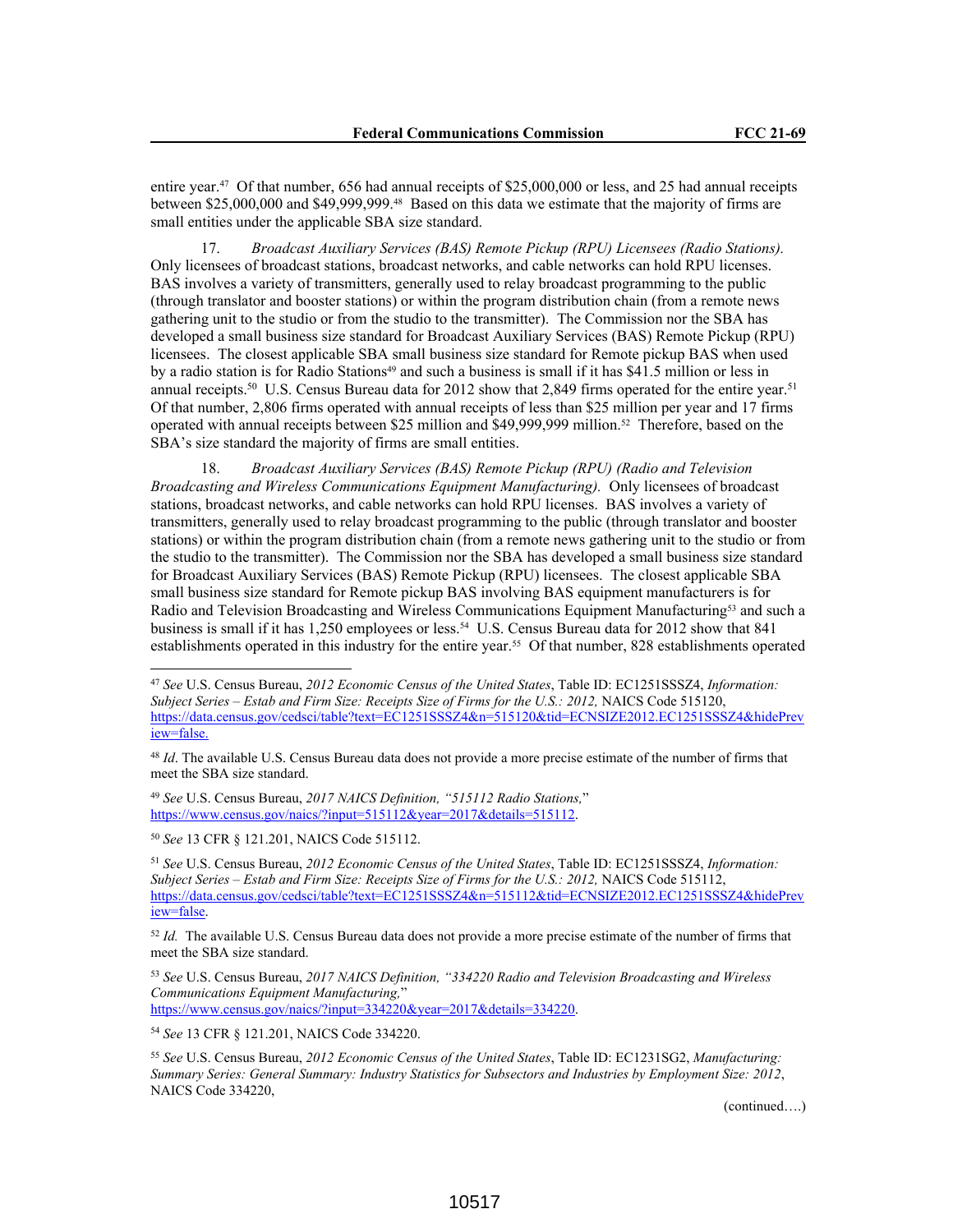entire year.[47] Of that number, 656 had annual receipts of $25,000,000 or less, and 25 had annual receipts between $25,000,000 and $49,999,999.[48] Based on this data we estimate that the majority of firms are small entities under the applicable SBA size standard.

17. *Broadcast Auxiliary Services (BAS) Remote Pickup (RPU) Licensees (Radio Stations).* Only licensees of broadcast stations, broadcast networks, and cable networks can hold RPU licenses. BAS involves a variety of transmitters, generally used to relay broadcast programming to the public (through translator and booster stations) or within the program distribution chain (from a remote news gathering unit to the studio or from the studio to the transmitter). The Commission nor the SBA has developed a small business size standard for Broadcast Auxiliary Services (BAS) Remote Pickup (RPU) licensees. The closest applicable SBA small business size standard for Remote pickup BAS when used by a radio station is for Radio Stations[49] and such a business is small if it has $41.5 million or less in annual receipts.[50] U.S. Census Bureau data for 2012 show that 2,849 firms operated for the entire year.[51] Of that number, 2,806 firms operated with annual receipts of less than $25 million per year and 17 firms operated with annual receipts between $25 million and $49,999,999 million.[52] Therefore, based on the SBA's size standard the majority of firms are small entities.

18. *Broadcast Auxiliary Services (BAS) Remote Pickup (RPU) (Radio and Television Broadcasting and Wireless Communications Equipment Manufacturing).* Only licensees of broadcast stations, broadcast networks, and cable networks can hold RPU licenses. BAS involves a variety of transmitters, generally used to relay broadcast programming to the public (through translator and booster stations) or within the program distribution chain (from a remote news gathering unit to the studio or from the studio to the transmitter). The Commission nor the SBA has developed a small business size standard for Broadcast Auxiliary Services (BAS) Remote Pickup (RPU) licensees. The closest applicable SBA small business size standard for Remote pickup BAS involving BAS equipment manufacturers is for Radio and Television Broadcasting and Wireless Communications Equipment Manufacturing[53] and such a business is small if it has 1,250 employees or less.[54] U.S. Census Bureau data for 2012 show that 841 establishments operated in this industry for the entire year.[55] Of that number, 828 establishments operated

---

[47] *See* U.S. Census Bureau, *2012 Economic Census of the United States*, Table ID: EC1251SSSZ4, *Information: Subject Series – Estab and Firm Size: Receipts Size of Firms for the U.S.: 2012,* NAICS Code 515120, https://data.census.gov/cedsci/table?text=EC1251SSSZ4&n=515120&tid=ECNSIZE2012.EC1251SSSZ4&hidePreview=false.

[48] *Id*. The available U.S. Census Bureau data does not provide a more precise estimate of the number of firms that meet the SBA size standard.

[49] *See* U.S. Census Bureau, *2017 NAICS Definition, "515112 Radio Stations,"* https://www.census.gov/naics/?input=515112&year=2017&details=515112.

[50] *See* 13 CFR § 121.201, NAICS Code 515112.

[51] *See* U.S. Census Bureau, *2012 Economic Census of the United States*, Table ID: EC1251SSSZ4, *Information: Subject Series – Estab and Firm Size: Receipts Size of Firms for the U.S.: 2012,* NAICS Code 515112, https://data.census.gov/cedsci/table?text=EC1251SSSZ4&n=515112&tid=ECNSIZE2012.EC1251SSSZ4&hidePreview=false.

[52] *Id.* The available U.S. Census Bureau data does not provide a more precise estimate of the number of firms that meet the SBA size standard.

[53] *See* U.S. Census Bureau, *2017 NAICS Definition, "334220 Radio and Television Broadcasting and Wireless Communications Equipment Manufacturing,"* https://www.census.gov/naics/?input=334220&year=2017&details=334220.

[54] *See* 13 CFR § 121.201, NAICS Code 334220.

[55] *See* U.S. Census Bureau, *2012 Economic Census of the United States*, Table ID: EC1231SG2, *Manufacturing: Summary Series: General Summary: Industry Statistics for Subsectors and Industries by Employment Size: 2012*, NAICS Code 334220,

(continued….)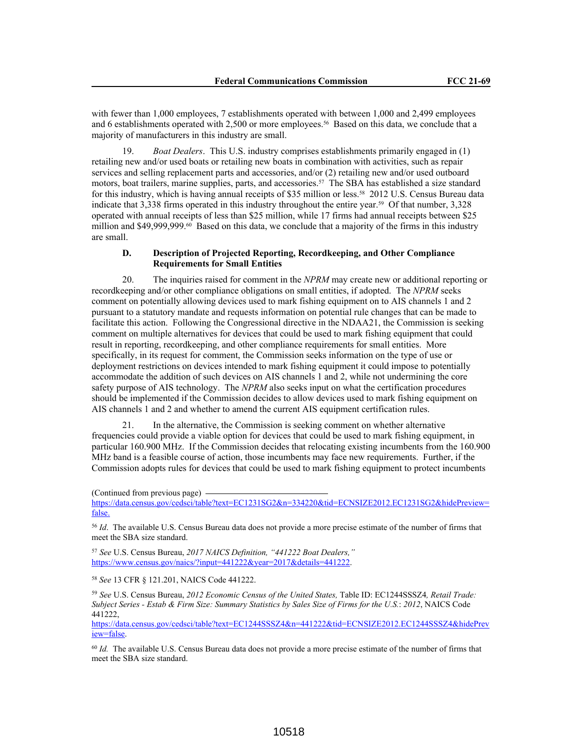with fewer than 1,000 employees, 7 establishments operated with between 1,000 and 2,499 employees and 6 establishments operated with 2,500 or more employees.[56] Based on this data, we conclude that a majority of manufacturers in this industry are small.

19. *Boat Dealers*. This U.S. industry comprises establishments primarily engaged in (1) retailing new and/or used boats or retailing new boats in combination with activities, such as repair services and selling replacement parts and accessories, and/or (2) retailing new and/or used outboard motors, boat trailers, marine supplies, parts, and accessories.[57] The SBA has established a size standard for this industry, which is having annual receipts of $35 million or less.[58] 2012 U.S. Census Bureau data indicate that 3,338 firms operated in this industry throughout the entire year.[59] Of that number, 3,328 operated with annual receipts of less than $25 million, while 17 firms had annual receipts between $25 million and $49,999,999.[60] Based on this data, we conclude that a majority of the firms in this industry are small.

### D. Description of Projected Reporting, Recordkeeping, and Other Compliance Requirements for Small Entities

20. The inquiries raised for comment in the *NPRM* may create new or additional reporting or recordkeeping and/or other compliance obligations on small entities, if adopted. The *NPRM* seeks comment on potentially allowing devices used to mark fishing equipment on to AIS channels 1 and 2 pursuant to a statutory mandate and requests information on potential rule changes that can be made to facilitate this action. Following the Congressional directive in the NDAA21, the Commission is seeking comment on multiple alternatives for devices that could be used to mark fishing equipment that could result in reporting, recordkeeping, and other compliance requirements for small entities. More specifically, in its request for comment, the Commission seeks information on the type of use or deployment restrictions on devices intended to mark fishing equipment it could impose to potentially accommodate the addition of such devices on AIS channels 1 and 2, while not undermining the core safety purpose of AIS technology. The *NPRM* also seeks input on what the certification procedures should be implemented if the Commission decides to allow devices used to mark fishing equipment on AIS channels 1 and 2 and whether to amend the current AIS equipment certification rules.

21. In the alternative, the Commission is seeking comment on whether alternative frequencies could provide a viable option for devices that could be used to mark fishing equipment, in particular 160.900 MHz. If the Commission decides that relocating existing incumbents from the 160.900 MHz band is a feasible course of action, those incumbents may face new requirements. Further, if the Commission adopts rules for devices that could be used to mark fishing equipment to protect incumbents

---

(Continued from previous page)
https://data.census.gov/cedsci/table?text=EC1231SG2&n=334220&tid=ECNSIZE2012.EC1231SG2&hidePreview=false.

[56] *Id*. The available U.S. Census Bureau data does not provide a more precise estimate of the number of firms that meet the SBA size standard.

[57] *See* U.S. Census Bureau, *2017 NAICS Definition, "441222 Boat Dealers,"* https://www.census.gov/naics/?input=441222&year=2017&details=441222.

[58] *See* 13 CFR § 121.201, NAICS Code 441222.

[59] *See* U.S. Census Bureau, *2012 Economic Census of the United States,* Table ID: EC1244SSSZ4*, Retail Trade: Subject Series - Estab & Firm Size: Summary Statistics by Sales Size of Firms for the U.S.*: *2012*, NAICS Code 441222,
https://data.census.gov/cedsci/table?text=EC1244SSSZ4&n=441222&tid=ECNSIZE2012.EC1244SSSZ4&hidePreview=false.

[60] *Id.* The available U.S. Census Bureau data does not provide a more precise estimate of the number of firms that meet the SBA size standard.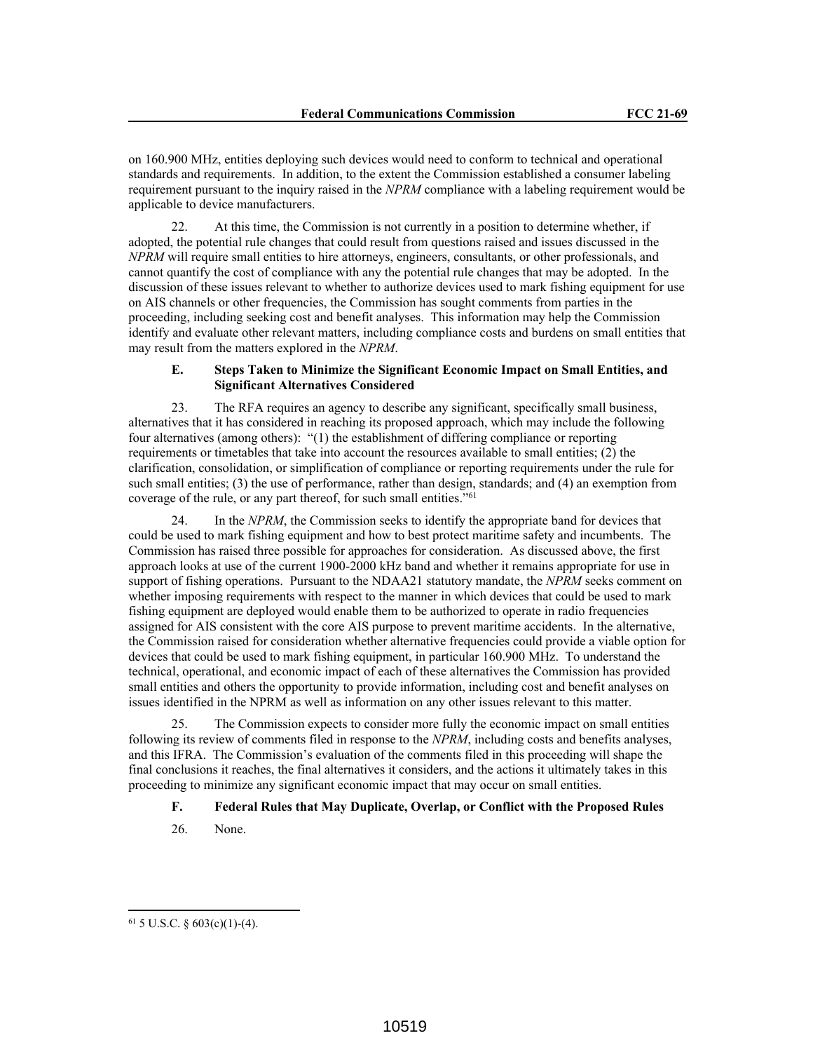on 160.900 MHz, entities deploying such devices would need to conform to technical and operational standards and requirements. In addition, to the extent the Commission established a consumer labeling requirement pursuant to the inquiry raised in the *NPRM* compliance with a labeling requirement would be applicable to device manufacturers.

22. At this time, the Commission is not currently in a position to determine whether, if adopted, the potential rule changes that could result from questions raised and issues discussed in the *NPRM* will require small entities to hire attorneys, engineers, consultants, or other professionals, and cannot quantify the cost of compliance with any the potential rule changes that may be adopted. In the discussion of these issues relevant to whether to authorize devices used to mark fishing equipment for use on AIS channels or other frequencies, the Commission has sought comments from parties in the proceeding, including seeking cost and benefit analyses. This information may help the Commission identify and evaluate other relevant matters, including compliance costs and burdens on small entities that may result from the matters explored in the *NPRM*.

### E. Steps Taken to Minimize the Significant Economic Impact on Small Entities, and Significant Alternatives Considered

23. The RFA requires an agency to describe any significant, specifically small business, alternatives that it has considered in reaching its proposed approach, which may include the following four alternatives (among others): "(1) the establishment of differing compliance or reporting requirements or timetables that take into account the resources available to small entities; (2) the clarification, consolidation, or simplification of compliance or reporting requirements under the rule for such small entities; (3) the use of performance, rather than design, standards; and (4) an exemption from coverage of the rule, or any part thereof, for such small entities."[61]

24. In the *NPRM*, the Commission seeks to identify the appropriate band for devices that could be used to mark fishing equipment and how to best protect maritime safety and incumbents. The Commission has raised three possible for approaches for consideration. As discussed above, the first approach looks at use of the current 1900-2000 kHz band and whether it remains appropriate for use in support of fishing operations. Pursuant to the NDAA21 statutory mandate, the *NPRM* seeks comment on whether imposing requirements with respect to the manner in which devices that could be used to mark fishing equipment are deployed would enable them to be authorized to operate in radio frequencies assigned for AIS consistent with the core AIS purpose to prevent maritime accidents. In the alternative, the Commission raised for consideration whether alternative frequencies could provide a viable option for devices that could be used to mark fishing equipment, in particular 160.900 MHz. To understand the technical, operational, and economic impact of each of these alternatives the Commission has provided small entities and others the opportunity to provide information, including cost and benefit analyses on issues identified in the NPRM as well as information on any other issues relevant to this matter.

25. The Commission expects to consider more fully the economic impact on small entities following its review of comments filed in response to the *NPRM*, including costs and benefits analyses, and this IFRA. The Commission's evaluation of the comments filed in this proceeding will shape the final conclusions it reaches, the final alternatives it considers, and the actions it ultimately takes in this proceeding to minimize any significant economic impact that may occur on small entities.

### F. Federal Rules that May Duplicate, Overlap, or Conflict with the Proposed Rules

26. None.

---

[61] 5 U.S.C. § 603(c)(1)-(4).